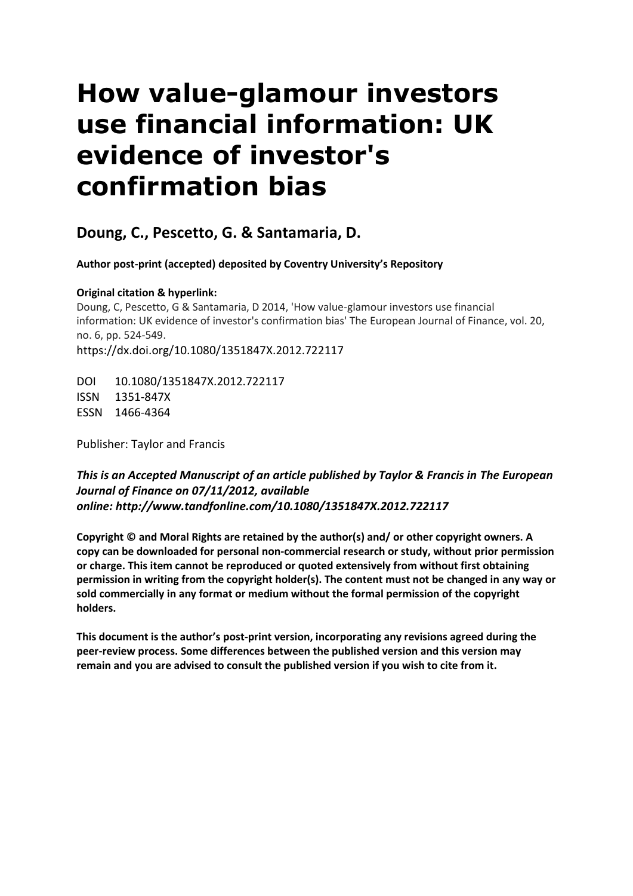# How value-glamour investors use financial information: UK evidence of investor's confirmation bias

## Doung, C., Pescetto, G. & Santamaria, D.

**Author post-print (accepted) deposited by Coventry University's Repository**

**Original citation & hyperlink:**

Doung, C, Pescetto, G & Santamaria, D 2014, 'How value-glamour investors use financial information: UK evidence of investor's confirmation bias' The European Journal of Finance, vol. 20, no. 6, pp. 524-549.

https://dx.doi.org/10.1080/1351847X.2012.722117

DOI 10.1080/1351847X.2012.722117
ISSN 1351-847X
ESSN 1466-4364

Publisher: Taylor and Francis

***This is an Accepted Manuscript of an article published by Taylor & Francis in The European Journal of Finance on 07/11/2012, available online: http://www.tandfonline.com/10.1080/1351847X.2012.722117***

**Copyright © and Moral Rights are retained by the author(s) and/ or other copyright owners. A copy can be downloaded for personal non-commercial research or study, without prior permission or charge. This item cannot be reproduced or quoted extensively from without first obtaining permission in writing from the copyright holder(s). The content must not be changed in any way or sold commercially in any format or medium without the formal permission of the copyright holders.**

**This document is the author's post-print version, incorporating any revisions agreed during the peer-review process. Some differences between the published version and this version may remain and you are advised to consult the published version if you wish to cite from it.**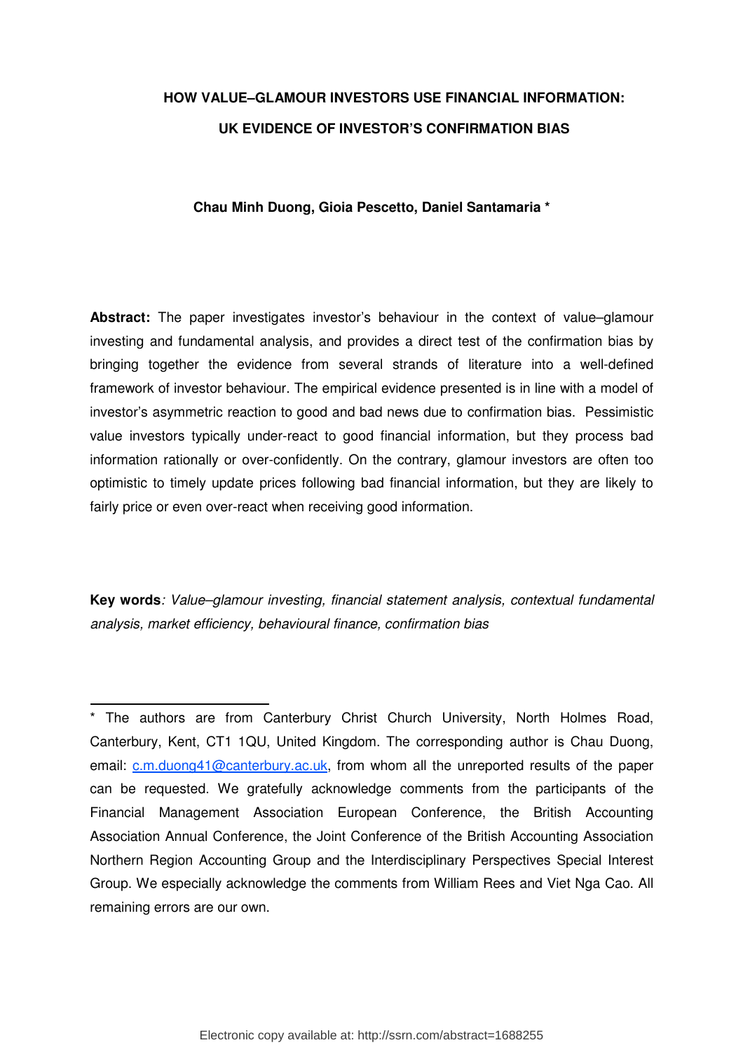# HOW VALUE–GLAMOUR INVESTORS USE FINANCIAL INFORMATION: UK EVIDENCE OF INVESTOR'S CONFIRMATION BIAS

**Chau Minh Duong, Gioia Pescetto, Daniel Santamaria \***

**Abstract:** The paper investigates investor's behaviour in the context of value–glamour investing and fundamental analysis, and provides a direct test of the confirmation bias by bringing together the evidence from several strands of literature into a well-defined framework of investor behaviour. The empirical evidence presented is in line with a model of investor's asymmetric reaction to good and bad news due to confirmation bias. Pessimistic value investors typically under-react to good financial information, but they process bad information rationally or over-confidently. On the contrary, glamour investors are often too optimistic to timely update prices following bad financial information, but they are likely to fairly price or even over-react when receiving good information.

**Key words**: *Value–glamour investing, financial statement analysis, contextual fundamental analysis, market efficiency, behavioural finance, confirmation bias*

---

\* The authors are from Canterbury Christ Church University, North Holmes Road, Canterbury, Kent, CT1 1QU, United Kingdom. The corresponding author is Chau Duong, email: c.m.duong41@canterbury.ac.uk, from whom all the unreported results of the paper can be requested. We gratefully acknowledge comments from the participants of the Financial Management Association European Conference, the British Accounting Association Annual Conference, the Joint Conference of the British Accounting Association Northern Region Accounting Group and the Interdisciplinary Perspectives Special Interest Group. We especially acknowledge the comments from William Rees and Viet Nga Cao. All remaining errors are our own.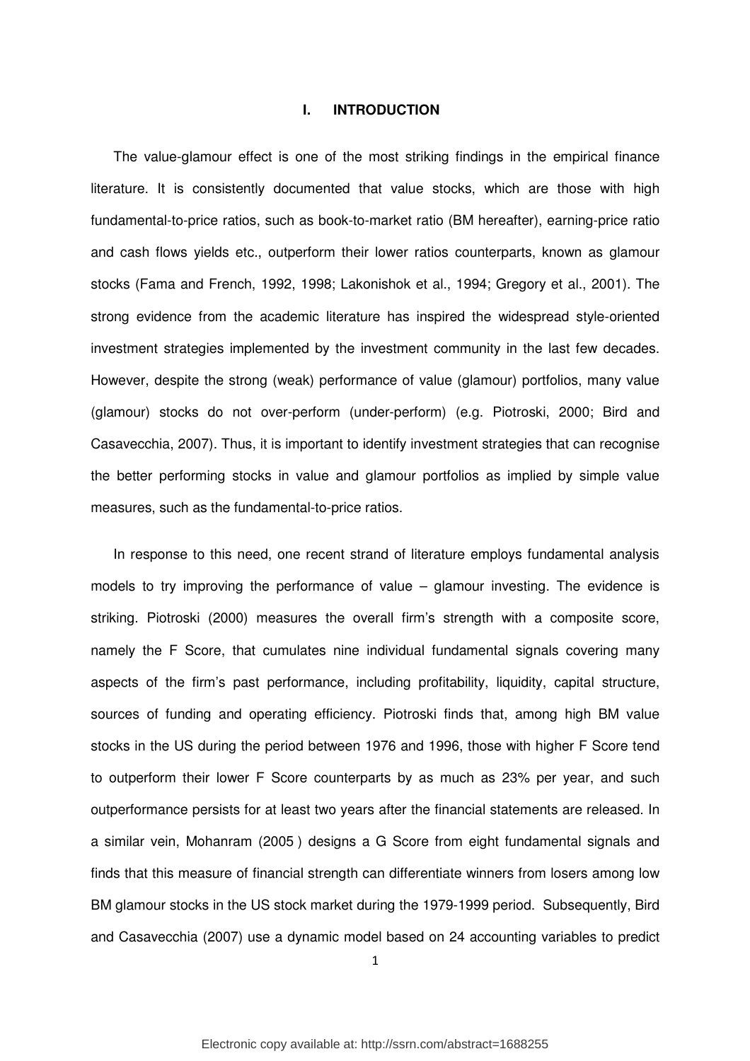# I. INTRODUCTION

The value-glamour effect is one of the most striking findings in the empirical finance literature. It is consistently documented that value stocks, which are those with high fundamental-to-price ratios, such as book-to-market ratio (BM hereafter), earning-price ratio and cash flows yields etc., outperform their lower ratios counterparts, known as glamour stocks (Fama and French, 1992, 1998; Lakonishok et al., 1994; Gregory et al., 2001). The strong evidence from the academic literature has inspired the widespread style-oriented investment strategies implemented by the investment community in the last few decades. However, despite the strong (weak) performance of value (glamour) portfolios, many value (glamour) stocks do not over-perform (under-perform) (e.g. Piotroski, 2000; Bird and Casavecchia, 2007). Thus, it is important to identify investment strategies that can recognise the better performing stocks in value and glamour portfolios as implied by simple value measures, such as the fundamental-to-price ratios.

In response to this need, one recent strand of literature employs fundamental analysis models to try improving the performance of value – glamour investing. The evidence is striking. Piotroski (2000) measures the overall firm's strength with a composite score, namely the F Score, that cumulates nine individual fundamental signals covering many aspects of the firm's past performance, including profitability, liquidity, capital structure, sources of funding and operating efficiency. Piotroski finds that, among high BM value stocks in the US during the period between 1976 and 1996, those with higher F Score tend to outperform their lower F Score counterparts by as much as 23% per year, and such outperformance persists for at least two years after the financial statements are released. In a similar vein, Mohanram (2005 ) designs a G Score from eight fundamental signals and finds that this measure of financial strength can differentiate winners from losers among low BM glamour stocks in the US stock market during the 1979-1999 period. Subsequently, Bird and Casavecchia (2007) use a dynamic model based on 24 accounting variables to predict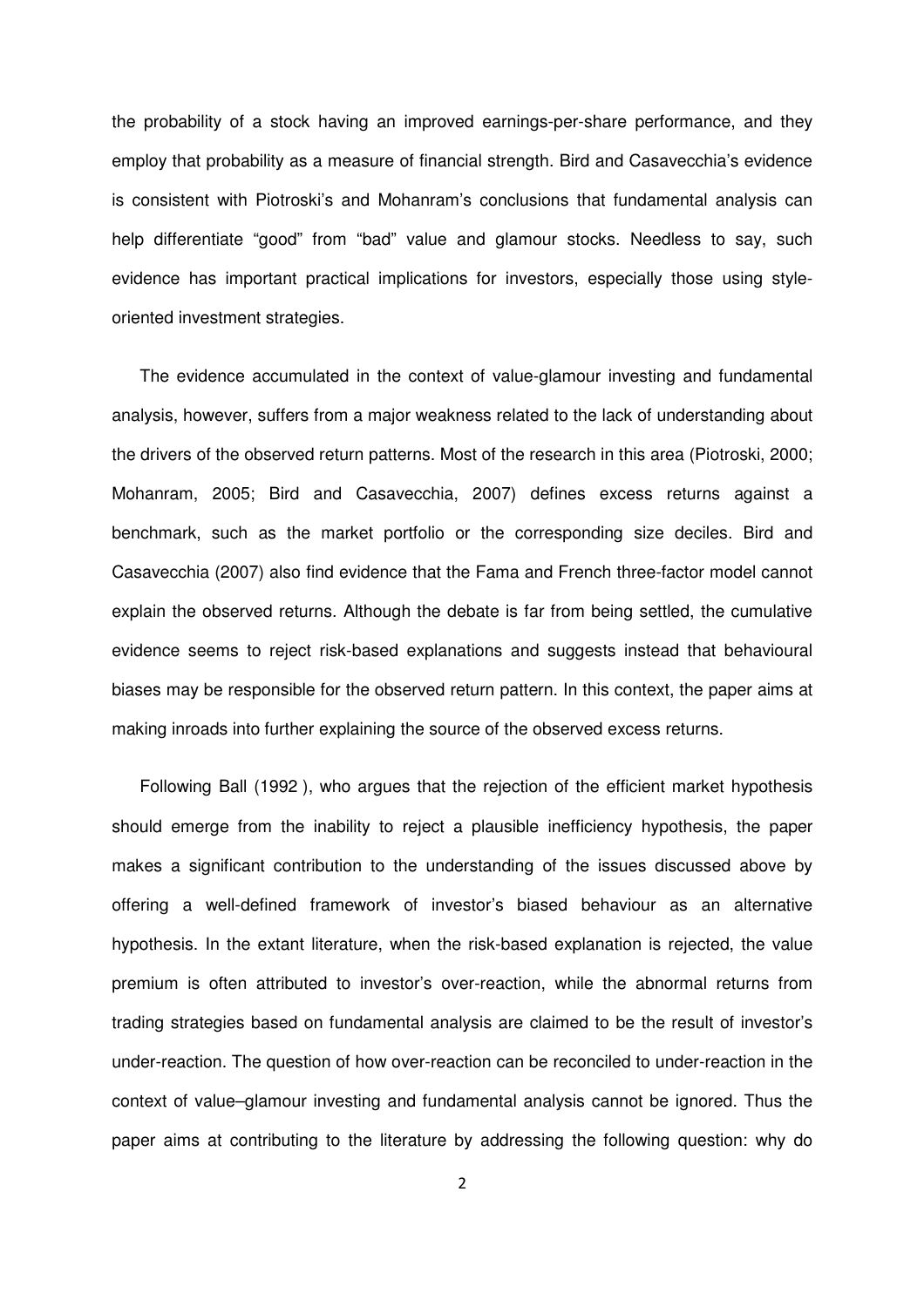the probability of a stock having an improved earnings-per-share performance, and they employ that probability as a measure of financial strength. Bird and Casavecchia's evidence is consistent with Piotroski's and Mohanram's conclusions that fundamental analysis can help differentiate "good" from "bad" value and glamour stocks. Needless to say, such evidence has important practical implications for investors, especially those using style-oriented investment strategies.

The evidence accumulated in the context of value-glamour investing and fundamental analysis, however, suffers from a major weakness related to the lack of understanding about the drivers of the observed return patterns. Most of the research in this area (Piotroski, 2000; Mohanram, 2005; Bird and Casavecchia, 2007) defines excess returns against a benchmark, such as the market portfolio or the corresponding size deciles. Bird and Casavecchia (2007) also find evidence that the Fama and French three-factor model cannot explain the observed returns. Although the debate is far from being settled, the cumulative evidence seems to reject risk-based explanations and suggests instead that behavioural biases may be responsible for the observed return pattern. In this context, the paper aims at making inroads into further explaining the source of the observed excess returns.

Following Ball (1992 ), who argues that the rejection of the efficient market hypothesis should emerge from the inability to reject a plausible inefficiency hypothesis, the paper makes a significant contribution to the understanding of the issues discussed above by offering a well-defined framework of investor's biased behaviour as an alternative hypothesis. In the extant literature, when the risk-based explanation is rejected, the value premium is often attributed to investor's over-reaction, while the abnormal returns from trading strategies based on fundamental analysis are claimed to be the result of investor's under-reaction. The question of how over-reaction can be reconciled to under-reaction in the context of value–glamour investing and fundamental analysis cannot be ignored. Thus the paper aims at contributing to the literature by addressing the following question: why do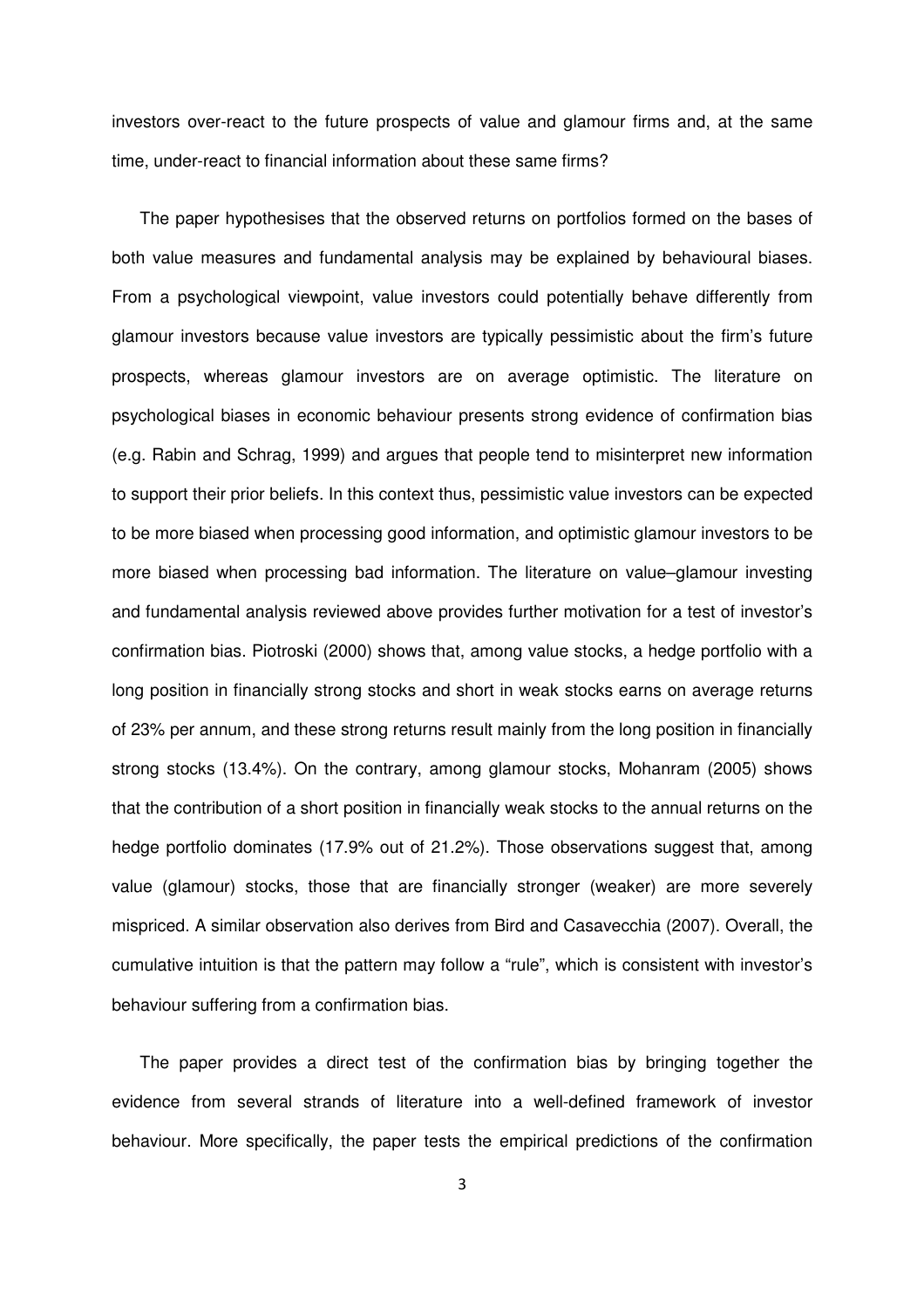investors over-react to the future prospects of value and glamour firms and, at the same time, under-react to financial information about these same firms?

The paper hypothesises that the observed returns on portfolios formed on the bases of both value measures and fundamental analysis may be explained by behavioural biases. From a psychological viewpoint, value investors could potentially behave differently from glamour investors because value investors are typically pessimistic about the firm's future prospects, whereas glamour investors are on average optimistic. The literature on psychological biases in economic behaviour presents strong evidence of confirmation bias (e.g. Rabin and Schrag, 1999) and argues that people tend to misinterpret new information to support their prior beliefs. In this context thus, pessimistic value investors can be expected to be more biased when processing good information, and optimistic glamour investors to be more biased when processing bad information. The literature on value–glamour investing and fundamental analysis reviewed above provides further motivation for a test of investor's confirmation bias. Piotroski (2000) shows that, among value stocks, a hedge portfolio with a long position in financially strong stocks and short in weak stocks earns on average returns of 23% per annum, and these strong returns result mainly from the long position in financially strong stocks (13.4%). On the contrary, among glamour stocks, Mohanram (2005) shows that the contribution of a short position in financially weak stocks to the annual returns on the hedge portfolio dominates (17.9% out of 21.2%). Those observations suggest that, among value (glamour) stocks, those that are financially stronger (weaker) are more severely mispriced. A similar observation also derives from Bird and Casavecchia (2007). Overall, the cumulative intuition is that the pattern may follow a "rule", which is consistent with investor's behaviour suffering from a confirmation bias.

The paper provides a direct test of the confirmation bias by bringing together the evidence from several strands of literature into a well-defined framework of investor behaviour. More specifically, the paper tests the empirical predictions of the confirmation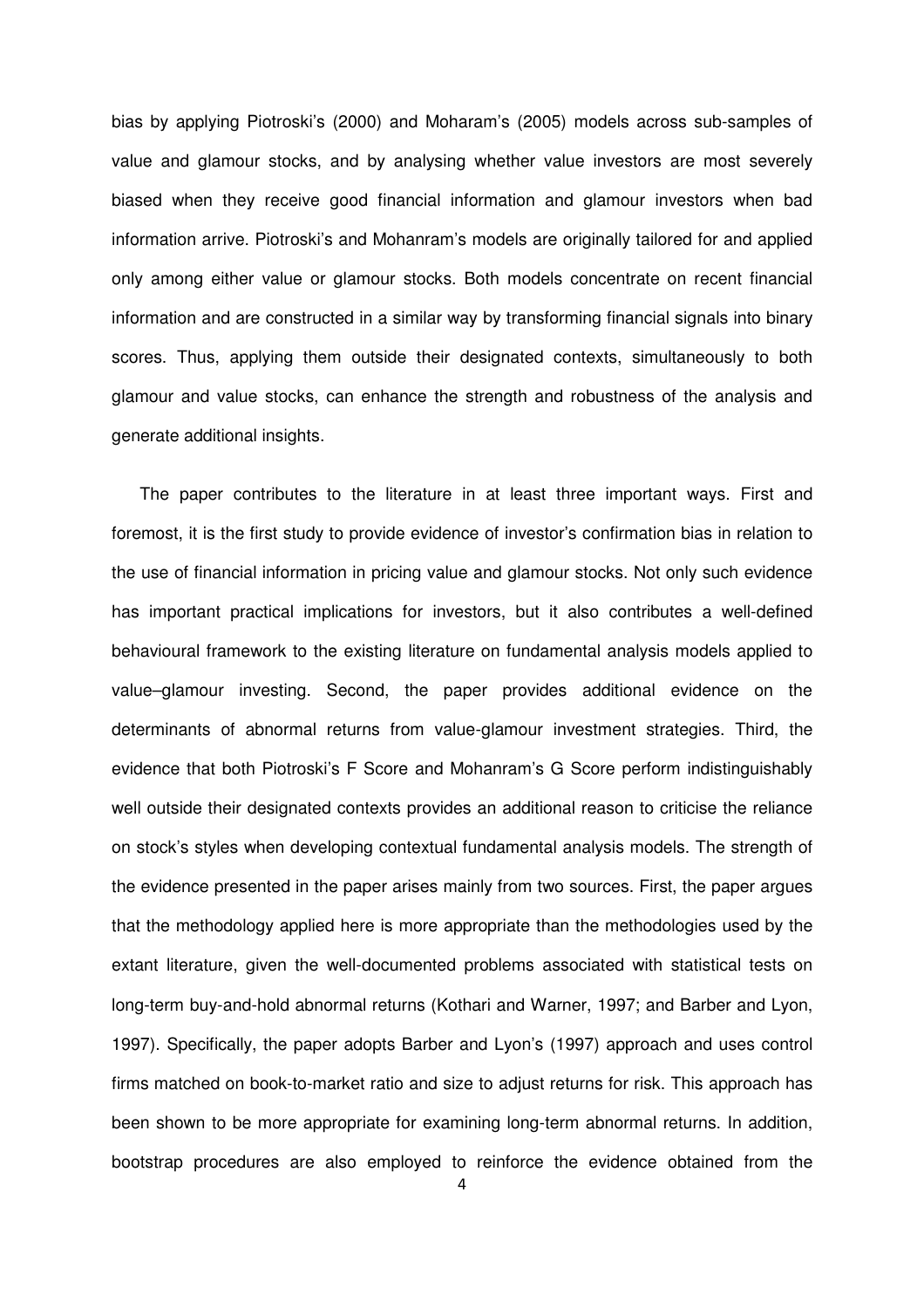bias by applying Piotroski's (2000) and Moharam's (2005) models across sub-samples of value and glamour stocks, and by analysing whether value investors are most severely biased when they receive good financial information and glamour investors when bad information arrive. Piotroski's and Mohanram's models are originally tailored for and applied only among either value or glamour stocks. Both models concentrate on recent financial information and are constructed in a similar way by transforming financial signals into binary scores. Thus, applying them outside their designated contexts, simultaneously to both glamour and value stocks, can enhance the strength and robustness of the analysis and generate additional insights.

The paper contributes to the literature in at least three important ways. First and foremost, it is the first study to provide evidence of investor's confirmation bias in relation to the use of financial information in pricing value and glamour stocks. Not only such evidence has important practical implications for investors, but it also contributes a well-defined behavioural framework to the existing literature on fundamental analysis models applied to value–glamour investing. Second, the paper provides additional evidence on the determinants of abnormal returns from value-glamour investment strategies. Third, the evidence that both Piotroski's F Score and Mohanram's G Score perform indistinguishably well outside their designated contexts provides an additional reason to criticise the reliance on stock's styles when developing contextual fundamental analysis models. The strength of the evidence presented in the paper arises mainly from two sources. First, the paper argues that the methodology applied here is more appropriate than the methodologies used by the extant literature, given the well-documented problems associated with statistical tests on long-term buy-and-hold abnormal returns (Kothari and Warner, 1997; and Barber and Lyon, 1997). Specifically, the paper adopts Barber and Lyon's (1997) approach and uses control firms matched on book-to-market ratio and size to adjust returns for risk. This approach has been shown to be more appropriate for examining long-term abnormal returns. In addition, bootstrap procedures are also employed to reinforce the evidence obtained from the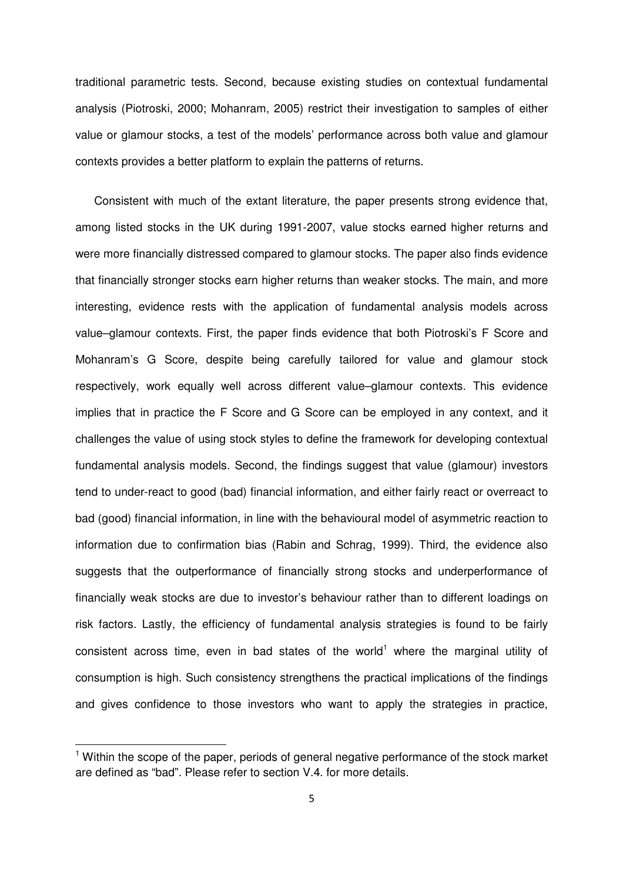traditional parametric tests. Second, because existing studies on contextual fundamental analysis (Piotroski, 2000; Mohanram, 2005) restrict their investigation to samples of either value or glamour stocks, a test of the models' performance across both value and glamour contexts provides a better platform to explain the patterns of returns.

Consistent with much of the extant literature, the paper presents strong evidence that, among listed stocks in the UK during 1991-2007, value stocks earned higher returns and were more financially distressed compared to glamour stocks. The paper also finds evidence that financially stronger stocks earn higher returns than weaker stocks. The main, and more interesting, evidence rests with the application of fundamental analysis models across value–glamour contexts. First, the paper finds evidence that both Piotroski's F Score and Mohanram's G Score, despite being carefully tailored for value and glamour stock respectively, work equally well across different value–glamour contexts. This evidence implies that in practice the F Score and G Score can be employed in any context, and it challenges the value of using stock styles to define the framework for developing contextual fundamental analysis models. Second, the findings suggest that value (glamour) investors tend to under-react to good (bad) financial information, and either fairly react or overreact to bad (good) financial information, in line with the behavioural model of asymmetric reaction to information due to confirmation bias (Rabin and Schrag, 1999). Third, the evidence also suggests that the outperformance of financially strong stocks and underperformance of financially weak stocks are due to investor's behaviour rather than to different loadings on risk factors. Lastly, the efficiency of fundamental analysis strategies is found to be fairly consistent across time, even in bad states of the world[1] where the marginal utility of consumption is high. Such consistency strengthens the practical implications of the findings and gives confidence to those investors who want to apply the strategies in practice,

[1] Within the scope of the paper, periods of general negative performance of the stock market are defined as "bad". Please refer to section V.4. for more details.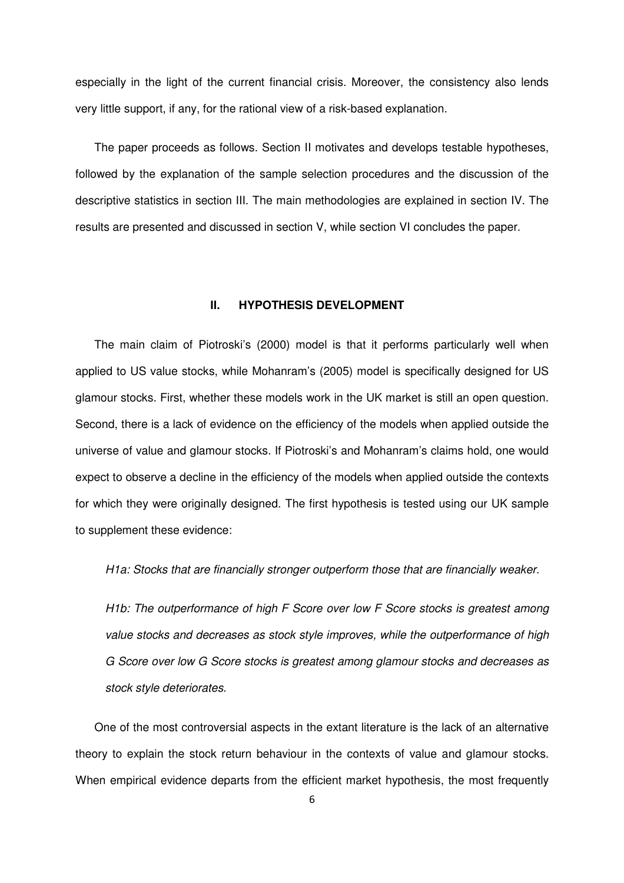especially in the light of the current financial crisis. Moreover, the consistency also lends very little support, if any, for the rational view of a risk-based explanation.

The paper proceeds as follows. Section II motivates and develops testable hypotheses, followed by the explanation of the sample selection procedures and the discussion of the descriptive statistics in section III. The main methodologies are explained in section IV. The results are presented and discussed in section V, while section VI concludes the paper.

## II. HYPOTHESIS DEVELOPMENT

The main claim of Piotroski's (2000) model is that it performs particularly well when applied to US value stocks, while Mohanram's (2005) model is specifically designed for US glamour stocks. First, whether these models work in the UK market is still an open question. Second, there is a lack of evidence on the efficiency of the models when applied outside the universe of value and glamour stocks. If Piotroski's and Mohanram's claims hold, one would expect to observe a decline in the efficiency of the models when applied outside the contexts for which they were originally designed. The first hypothesis is tested using our UK sample to supplement these evidence:

*H1a: Stocks that are financially stronger outperform those that are financially weaker.*

*H1b: The outperformance of high F Score over low F Score stocks is greatest among value stocks and decreases as stock style improves, while the outperformance of high G Score over low G Score stocks is greatest among glamour stocks and decreases as stock style deteriorates.*

One of the most controversial aspects in the extant literature is the lack of an alternative theory to explain the stock return behaviour in the contexts of value and glamour stocks. When empirical evidence departs from the efficient market hypothesis, the most frequently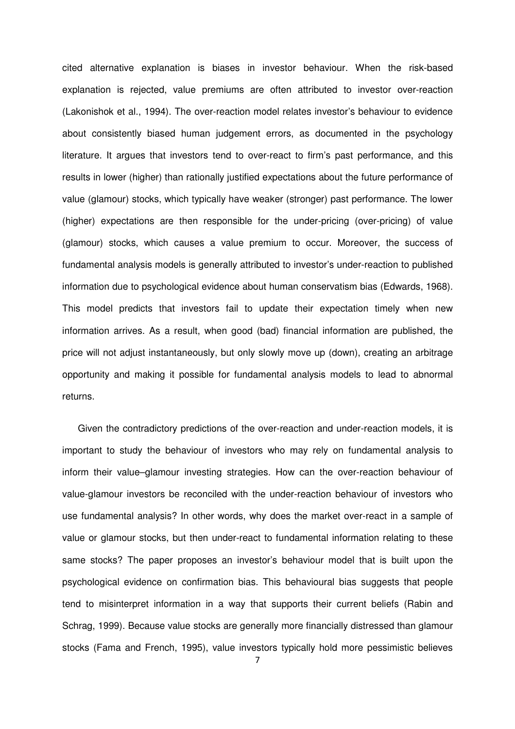cited alternative explanation is biases in investor behaviour. When the risk-based explanation is rejected, value premiums are often attributed to investor over-reaction (Lakonishok et al., 1994). The over-reaction model relates investor's behaviour to evidence about consistently biased human judgement errors, as documented in the psychology literature. It argues that investors tend to over-react to firm's past performance, and this results in lower (higher) than rationally justified expectations about the future performance of value (glamour) stocks, which typically have weaker (stronger) past performance. The lower (higher) expectations are then responsible for the under-pricing (over-pricing) of value (glamour) stocks, which causes a value premium to occur. Moreover, the success of fundamental analysis models is generally attributed to investor's under-reaction to published information due to psychological evidence about human conservatism bias (Edwards, 1968). This model predicts that investors fail to update their expectation timely when new information arrives. As a result, when good (bad) financial information are published, the price will not adjust instantaneously, but only slowly move up (down), creating an arbitrage opportunity and making it possible for fundamental analysis models to lead to abnormal returns.

Given the contradictory predictions of the over-reaction and under-reaction models, it is important to study the behaviour of investors who may rely on fundamental analysis to inform their value–glamour investing strategies. How can the over-reaction behaviour of value-glamour investors be reconciled with the under-reaction behaviour of investors who use fundamental analysis? In other words, why does the market over-react in a sample of value or glamour stocks, but then under-react to fundamental information relating to these same stocks? The paper proposes an investor's behaviour model that is built upon the psychological evidence on confirmation bias. This behavioural bias suggests that people tend to misinterpret information in a way that supports their current beliefs (Rabin and Schrag, 1999). Because value stocks are generally more financially distressed than glamour stocks (Fama and French, 1995), value investors typically hold more pessimistic believes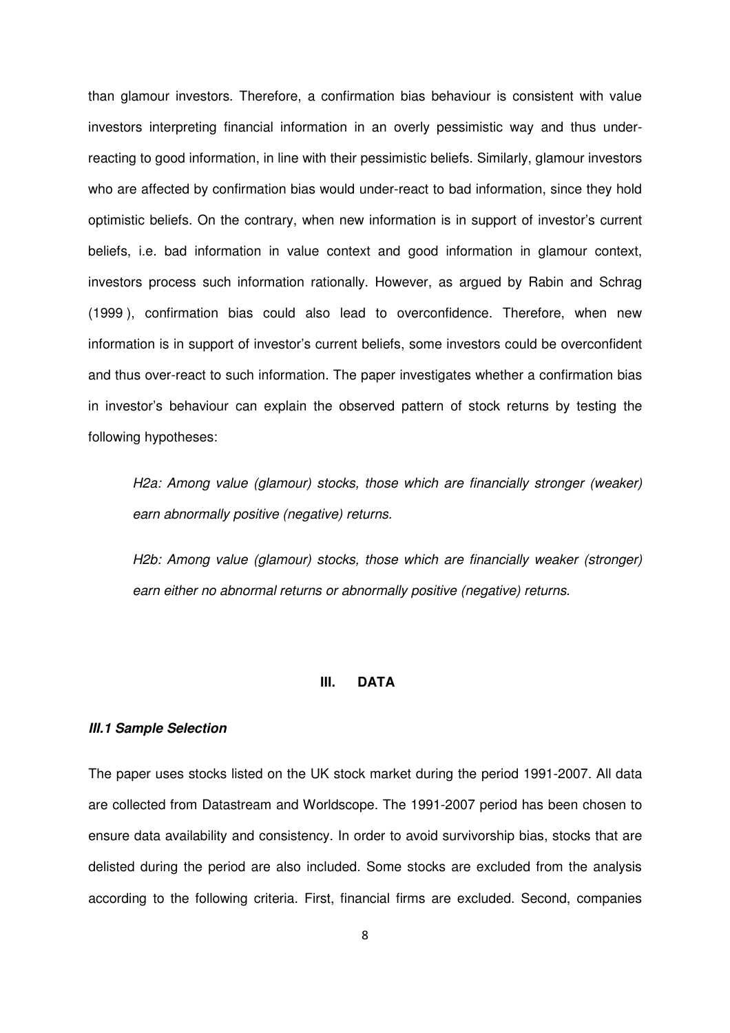than glamour investors. Therefore, a confirmation bias behaviour is consistent with value investors interpreting financial information in an overly pessimistic way and thus under-reacting to good information, in line with their pessimistic beliefs. Similarly, glamour investors who are affected by confirmation bias would under-react to bad information, since they hold optimistic beliefs. On the contrary, when new information is in support of investor's current beliefs, i.e. bad information in value context and good information in glamour context, investors process such information rationally. However, as argued by Rabin and Schrag (1999 ), confirmation bias could also lead to overconfidence. Therefore, when new information is in support of investor's current beliefs, some investors could be overconfident and thus over-react to such information. The paper investigates whether a confirmation bias in investor's behaviour can explain the observed pattern of stock returns by testing the following hypotheses:

> *H2a: Among value (glamour) stocks, those which are financially stronger (weaker) earn abnormally positive (negative) returns.*
>
> *H2b: Among value (glamour) stocks, those which are financially weaker (stronger) earn either no abnormal returns or abnormally positive (negative) returns.*

## III. DATA

### *III.1 Sample Selection*

The paper uses stocks listed on the UK stock market during the period 1991-2007. All data are collected from Datastream and Worldscope. The 1991-2007 period has been chosen to ensure data availability and consistency. In order to avoid survivorship bias, stocks that are delisted during the period are also included. Some stocks are excluded from the analysis according to the following criteria. First, financial firms are excluded. Second, companies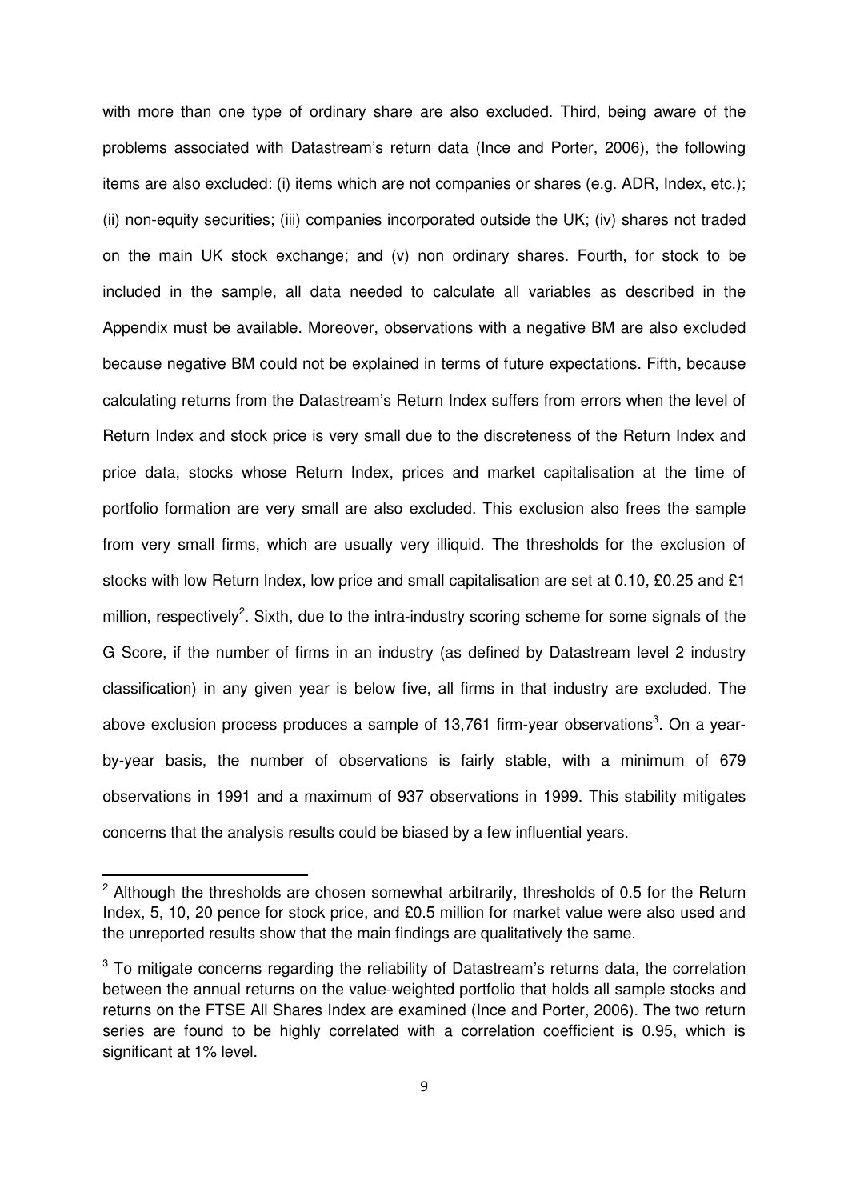with more than one type of ordinary share are also excluded. Third, being aware of the problems associated with Datastream's return data (Ince and Porter, 2006), the following items are also excluded: (i) items which are not companies or shares (e.g. ADR, Index, etc.); (ii) non-equity securities; (iii) companies incorporated outside the UK; (iv) shares not traded on the main UK stock exchange; and (v) non ordinary shares. Fourth, for stock to be included in the sample, all data needed to calculate all variables as described in the Appendix must be available. Moreover, observations with a negative BM are also excluded because negative BM could not be explained in terms of future expectations. Fifth, because calculating returns from the Datastream's Return Index suffers from errors when the level of Return Index and stock price is very small due to the discreteness of the Return Index and price data, stocks whose Return Index, prices and market capitalisation at the time of portfolio formation are very small are also excluded. This exclusion also frees the sample from very small firms, which are usually very illiquid. The thresholds for the exclusion of stocks with low Return Index, low price and small capitalisation are set at 0.10, £0.25 and £1 million, respectively[2]. Sixth, due to the intra-industry scoring scheme for some signals of the G Score, if the number of firms in an industry (as defined by Datastream level 2 industry classification) in any given year is below five, all firms in that industry are excluded. The above exclusion process produces a sample of 13,761 firm-year observations[3]. On a year-by-year basis, the number of observations is fairly stable, with a minimum of 679 observations in 1991 and a maximum of 937 observations in 1999. This stability mitigates concerns that the analysis results could be biased by a few influential years.

---

[2] Although the thresholds are chosen somewhat arbitrarily, thresholds of 0.5 for the Return Index, 5, 10, 20 pence for stock price, and £0.5 million for market value were also used and the unreported results show that the main findings are qualitatively the same.

[3] To mitigate concerns regarding the reliability of Datastream's returns data, the correlation between the annual returns on the value-weighted portfolio that holds all sample stocks and returns on the FTSE All Shares Index are examined (Ince and Porter, 2006). The two return series are found to be highly correlated with a correlation coefficient is 0.95, which is significant at 1% level.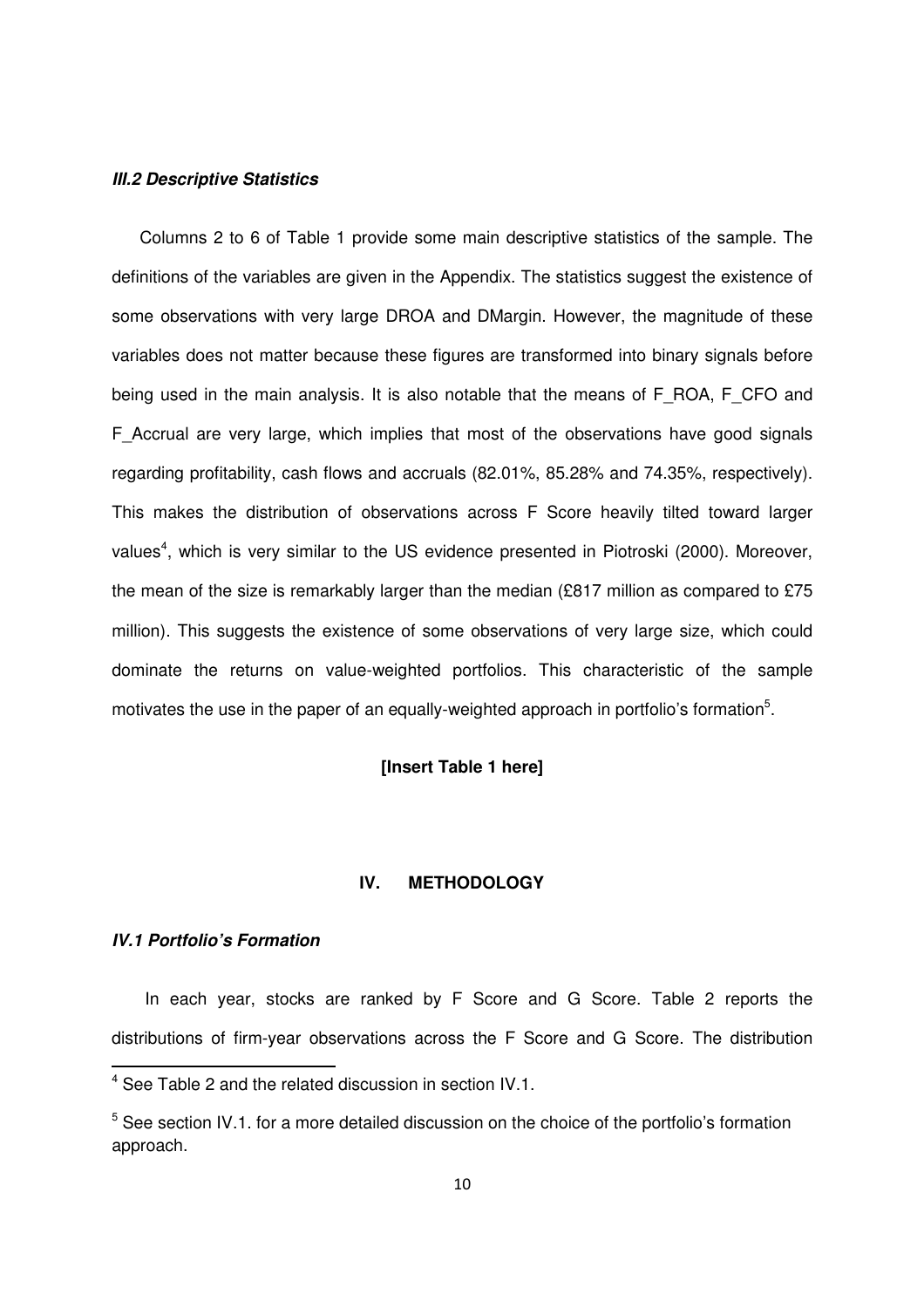### *III.2 Descriptive Statistics*

Columns 2 to 6 of Table 1 provide some main descriptive statistics of the sample. The definitions of the variables are given in the Appendix. The statistics suggest the existence of some observations with very large DROA and DMargin. However, the magnitude of these variables does not matter because these figures are transformed into binary signals before being used in the main analysis. It is also notable that the means of F_ROA, F_CFO and F_Accrual are very large, which implies that most of the observations have good signals regarding profitability, cash flows and accruals (82.01%, 85.28% and 74.35%, respectively). This makes the distribution of observations across F Score heavily tilted toward larger values[4], which is very similar to the US evidence presented in Piotroski (2000). Moreover, the mean of the size is remarkably larger than the median (£817 million as compared to £75 million). This suggests the existence of some observations of very large size, which could dominate the returns on value-weighted portfolios. This characteristic of the sample motivates the use in the paper of an equally-weighted approach in portfolio's formation[5].

**[Insert Table 1 here]**

## IV. METHODOLOGY

### *IV.1 Portfolio's Formation*

In each year, stocks are ranked by F Score and G Score. Table 2 reports the distributions of firm-year observations across the F Score and G Score. The distribution

[4] See Table 2 and the related discussion in section IV.1.

[5] See section IV.1. for a more detailed discussion on the choice of the portfolio's formation approach.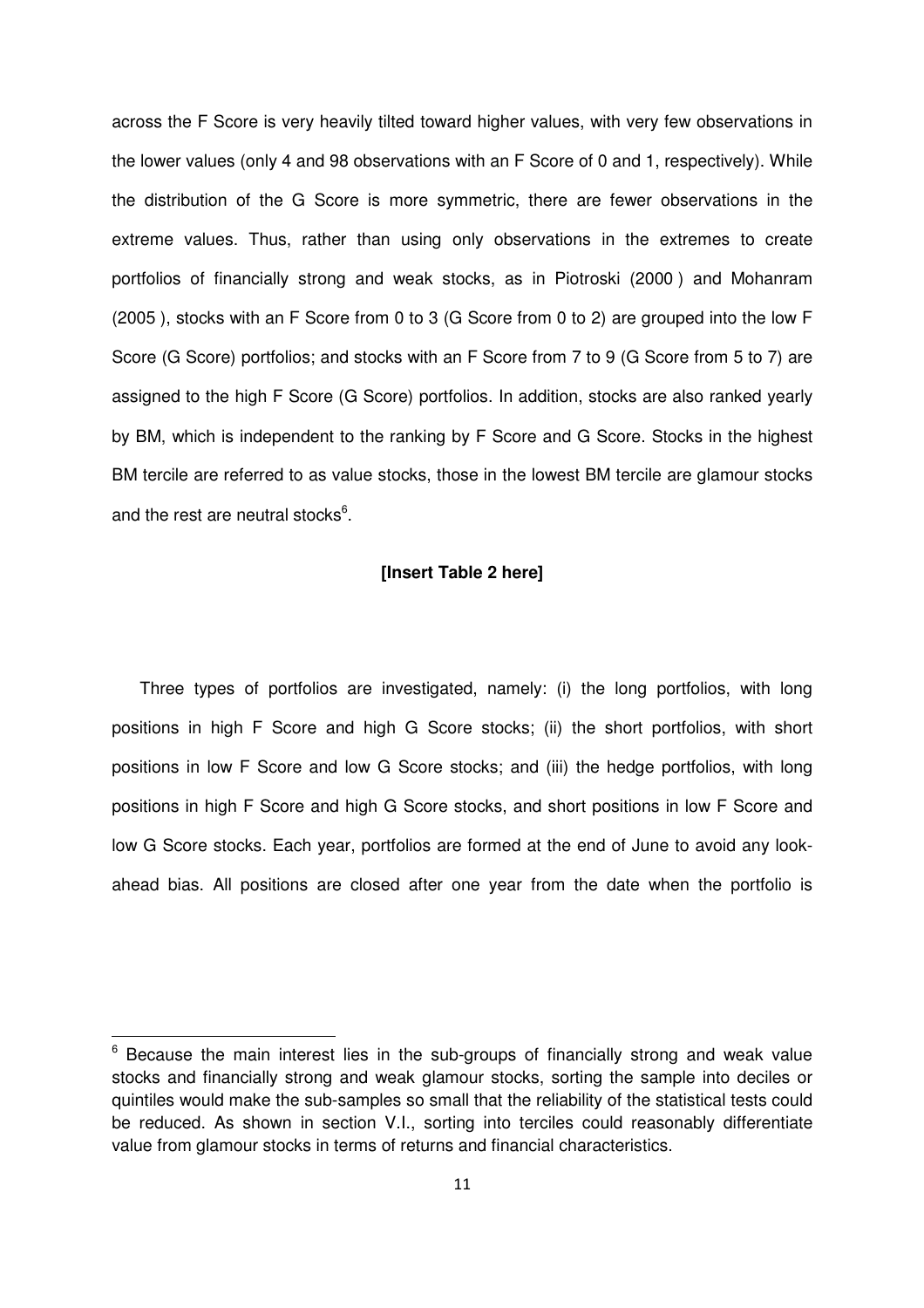across the F Score is very heavily tilted toward higher values, with very few observations in the lower values (only 4 and 98 observations with an F Score of 0 and 1, respectively). While the distribution of the G Score is more symmetric, there are fewer observations in the extreme values. Thus, rather than using only observations in the extremes to create portfolios of financially strong and weak stocks, as in Piotroski (2000 ) and Mohanram (2005 ), stocks with an F Score from 0 to 3 (G Score from 0 to 2) are grouped into the low F Score (G Score) portfolios; and stocks with an F Score from 7 to 9 (G Score from 5 to 7) are assigned to the high F Score (G Score) portfolios. In addition, stocks are also ranked yearly by BM, which is independent to the ranking by F Score and G Score. Stocks in the highest BM tercile are referred to as value stocks, those in the lowest BM tercile are glamour stocks and the rest are neutral stocks[6].

**[Insert Table 2 here]**

Three types of portfolios are investigated, namely: (i) the long portfolios, with long positions in high F Score and high G Score stocks; (ii) the short portfolios, with short positions in low F Score and low G Score stocks; and (iii) the hedge portfolios, with long positions in high F Score and high G Score stocks, and short positions in low F Score and low G Score stocks. Each year, portfolios are formed at the end of June to avoid any look-ahead bias. All positions are closed after one year from the date when the portfolio is

[6] Because the main interest lies in the sub-groups of financially strong and weak value stocks and financially strong and weak glamour stocks, sorting the sample into deciles or quintiles would make the sub-samples so small that the reliability of the statistical tests could be reduced. As shown in section V.I., sorting into terciles could reasonably differentiate value from glamour stocks in terms of returns and financial characteristics.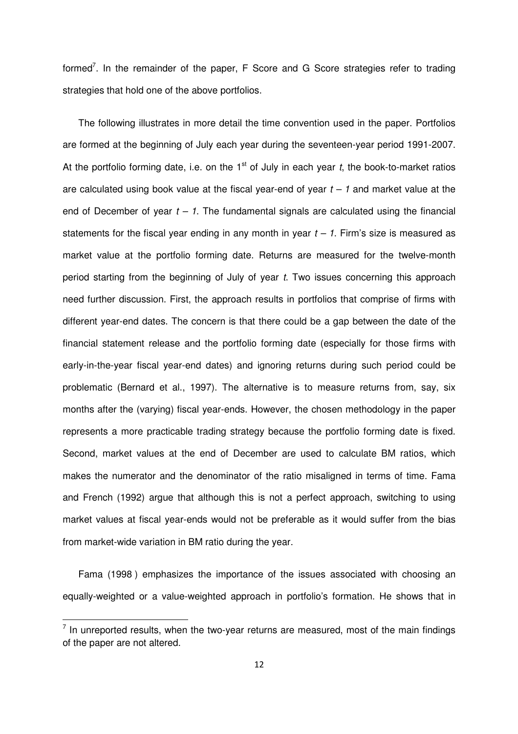formed[7]. In the remainder of the paper, F Score and G Score strategies refer to trading strategies that hold one of the above portfolios.

The following illustrates in more detail the time convention used in the paper. Portfolios are formed at the beginning of July each year during the seventeen-year period 1991-2007. At the portfolio forming date, i.e. on the 1st of July in each year *t*, the book-to-market ratios are calculated using book value at the fiscal year-end of year $t - 1$ and market value at the end of December of year $t - 1$. The fundamental signals are calculated using the financial statements for the fiscal year ending in any month in year $t - 1$. Firm's size is measured as market value at the portfolio forming date. Returns are measured for the twelve-month period starting from the beginning of July of year *t*. Two issues concerning this approach need further discussion. First, the approach results in portfolios that comprise of firms with different year-end dates. The concern is that there could be a gap between the date of the financial statement release and the portfolio forming date (especially for those firms with early-in-the-year fiscal year-end dates) and ignoring returns during such period could be problematic (Bernard et al., 1997). The alternative is to measure returns from, say, six months after the (varying) fiscal year-ends. However, the chosen methodology in the paper represents a more practicable trading strategy because the portfolio forming date is fixed. Second, market values at the end of December are used to calculate BM ratios, which makes the numerator and the denominator of the ratio misaligned in terms of time. Fama and French (1992) argue that although this is not a perfect approach, switching to using market values at fiscal year-ends would not be preferable as it would suffer from the bias from market-wide variation in BM ratio during the year.

Fama (1998 ) emphasizes the importance of the issues associated with choosing an equally-weighted or a value-weighted approach in portfolio's formation. He shows that in

---

[7] In unreported results, when the two-year returns are measured, most of the main findings of the paper are not altered.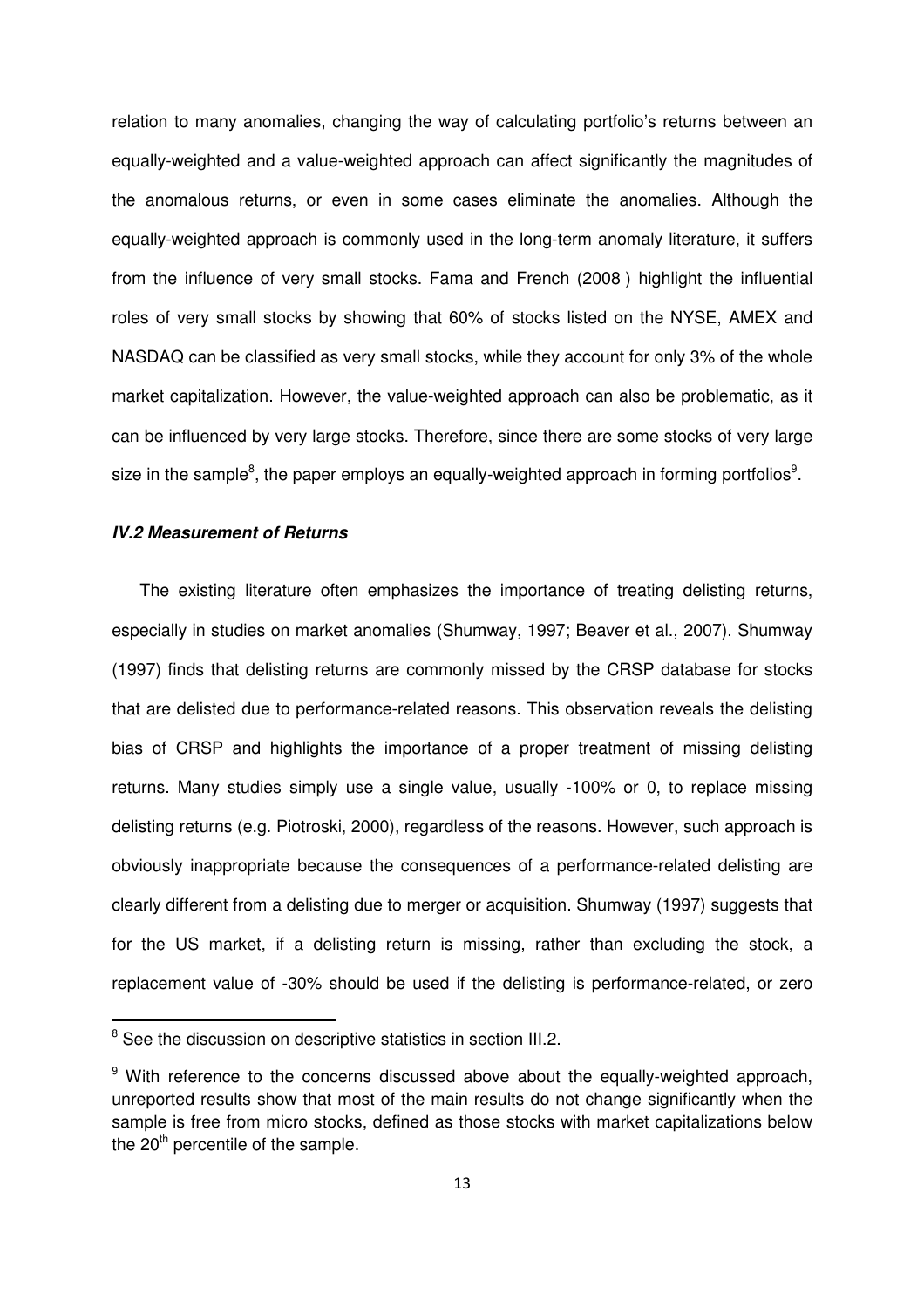relation to many anomalies, changing the way of calculating portfolio's returns between an equally-weighted and a value-weighted approach can affect significantly the magnitudes of the anomalous returns, or even in some cases eliminate the anomalies. Although the equally-weighted approach is commonly used in the long-term anomaly literature, it suffers from the influence of very small stocks. Fama and French (2008 ) highlight the influential roles of very small stocks by showing that 60% of stocks listed on the NYSE, AMEX and NASDAQ can be classified as very small stocks, while they account for only 3% of the whole market capitalization. However, the value-weighted approach can also be problematic, as it can be influenced by very large stocks. Therefore, since there are some stocks of very large size in the sample[8], the paper employs an equally-weighted approach in forming portfolios[9].

### *IV.2 Measurement of Returns*

The existing literature often emphasizes the importance of treating delisting returns, especially in studies on market anomalies (Shumway, 1997; Beaver et al., 2007). Shumway (1997) finds that delisting returns are commonly missed by the CRSP database for stocks that are delisted due to performance-related reasons. This observation reveals the delisting bias of CRSP and highlights the importance of a proper treatment of missing delisting returns. Many studies simply use a single value, usually -100% or 0, to replace missing delisting returns (e.g. Piotroski, 2000), regardless of the reasons. However, such approach is obviously inappropriate because the consequences of a performance-related delisting are clearly different from a delisting due to merger or acquisition. Shumway (1997) suggests that for the US market, if a delisting return is missing, rather than excluding the stock, a replacement value of -30% should be used if the delisting is performance-related, or zero

---

[8] See the discussion on descriptive statistics in section III.2.

[9] With reference to the concerns discussed above about the equally-weighted approach, unreported results show that most of the main results do not change significantly when the sample is free from micro stocks, defined as those stocks with market capitalizations below the 20th percentile of the sample.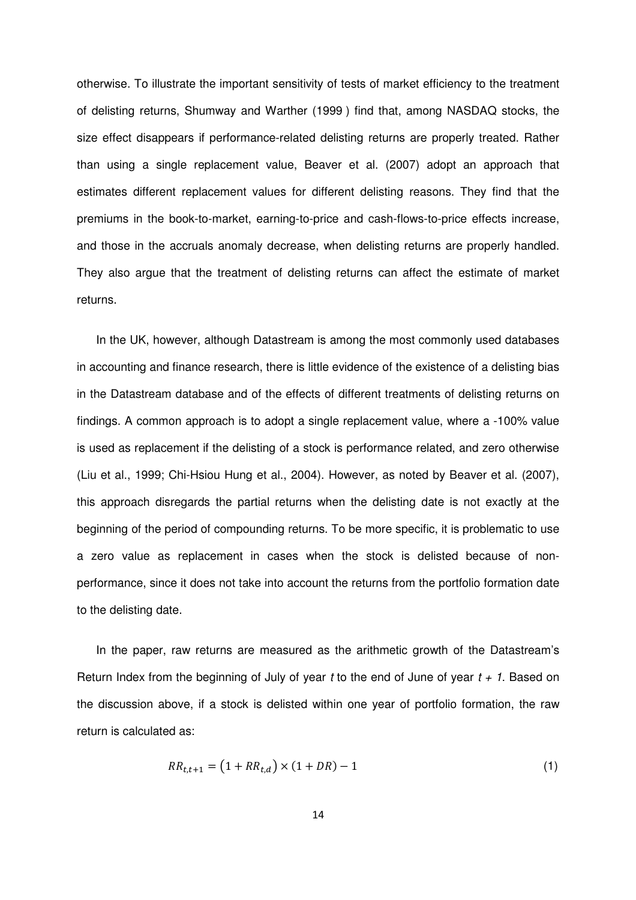otherwise. To illustrate the important sensitivity of tests of market efficiency to the treatment of delisting returns, Shumway and Warther (1999 ) find that, among NASDAQ stocks, the size effect disappears if performance-related delisting returns are properly treated. Rather than using a single replacement value, Beaver et al. (2007) adopt an approach that estimates different replacement values for different delisting reasons. They find that the premiums in the book-to-market, earning-to-price and cash-flows-to-price effects increase, and those in the accruals anomaly decrease, when delisting returns are properly handled. They also argue that the treatment of delisting returns can affect the estimate of market returns.

In the UK, however, although Datastream is among the most commonly used databases in accounting and finance research, there is little evidence of the existence of a delisting bias in the Datastream database and of the effects of different treatments of delisting returns on findings. A common approach is to adopt a single replacement value, where a -100% value is used as replacement if the delisting of a stock is performance related, and zero otherwise (Liu et al., 1999; Chi-Hsiou Hung et al., 2004). However, as noted by Beaver et al. (2007), this approach disregards the partial returns when the delisting date is not exactly at the beginning of the period of compounding returns. To be more specific, it is problematic to use a zero value as replacement in cases when the stock is delisted because of non-performance, since it does not take into account the returns from the portfolio formation date to the delisting date.

In the paper, raw returns are measured as the arithmetic growth of the Datastream's Return Index from the beginning of July of year *t* to the end of June of year *t + 1*. Based on the discussion above, if a stock is delisted within one year of portfolio formation, the raw return is calculated as:

$$RR_{t,t+1} = \left(1 + RR_{t,d}\right) \times (1 + DR) - 1 \tag{1}$$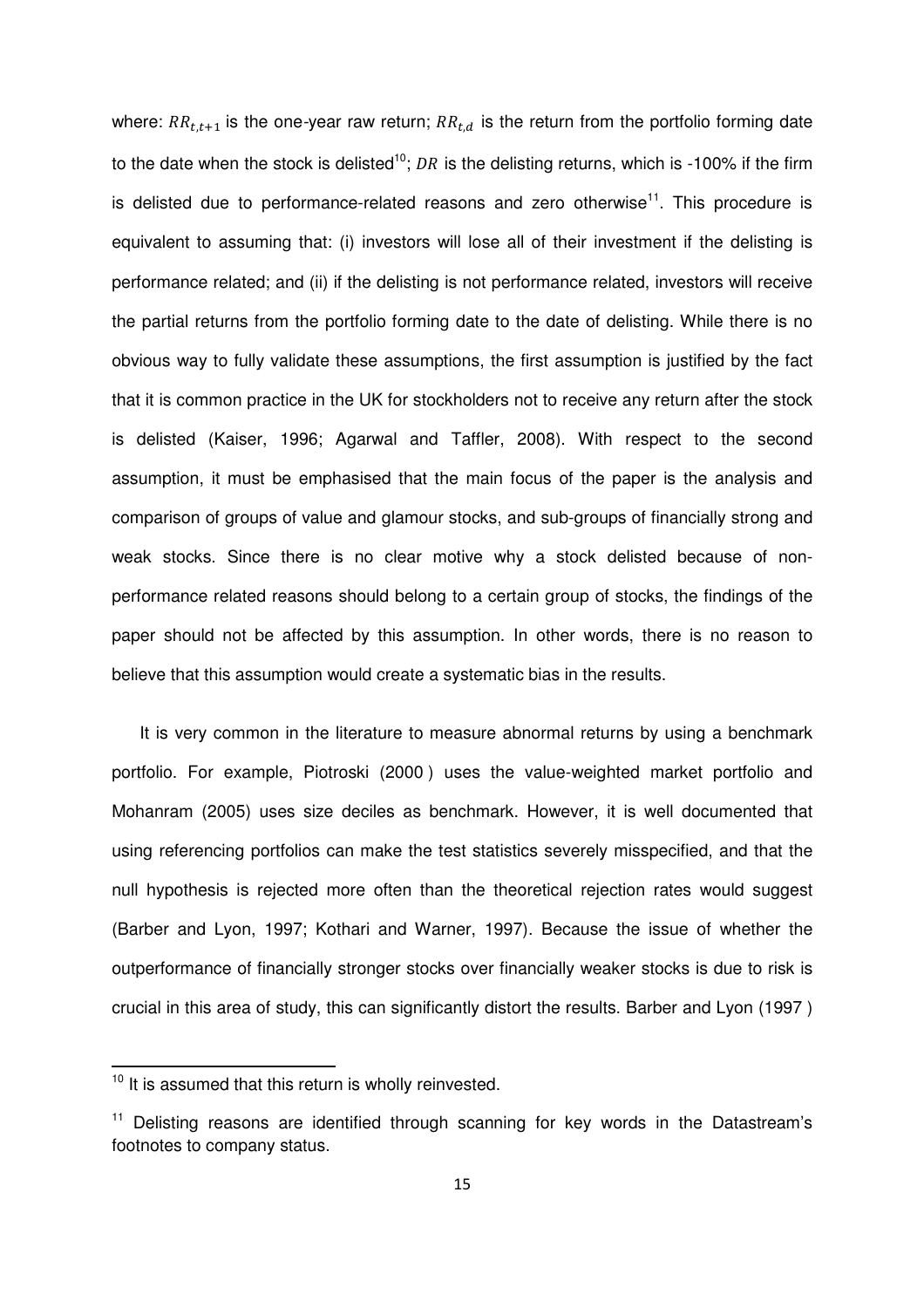where: $RR_{t,t+1}$ is the one-year raw return; $RR_{t,d}$ is the return from the portfolio forming date to the date when the stock is delisted[10]; $DR$ is the delisting returns, which is -100% if the firm is delisted due to performance-related reasons and zero otherwise[11]. This procedure is equivalent to assuming that: (i) investors will lose all of their investment if the delisting is performance related; and (ii) if the delisting is not performance related, investors will receive the partial returns from the portfolio forming date to the date of delisting. While there is no obvious way to fully validate these assumptions, the first assumption is justified by the fact that it is common practice in the UK for stockholders not to receive any return after the stock is delisted (Kaiser, 1996; Agarwal and Taffler, 2008). With respect to the second assumption, it must be emphasised that the main focus of the paper is the analysis and comparison of groups of value and glamour stocks, and sub-groups of financially strong and weak stocks. Since there is no clear motive why a stock delisted because of non-performance related reasons should belong to a certain group of stocks, the findings of the paper should not be affected by this assumption. In other words, there is no reason to believe that this assumption would create a systematic bias in the results.

It is very common in the literature to measure abnormal returns by using a benchmark portfolio. For example, Piotroski (2000 ) uses the value-weighted market portfolio and Mohanram (2005) uses size deciles as benchmark. However, it is well documented that using referencing portfolios can make the test statistics severely misspecified, and that the null hypothesis is rejected more often than the theoretical rejection rates would suggest (Barber and Lyon, 1997; Kothari and Warner, 1997). Because the issue of whether the outperformance of financially stronger stocks over financially weaker stocks is due to risk is crucial in this area of study, this can significantly distort the results. Barber and Lyon (1997 )

---

[10] It is assumed that this return is wholly reinvested.

[11] Delisting reasons are identified through scanning for key words in the Datastream's footnotes to company status.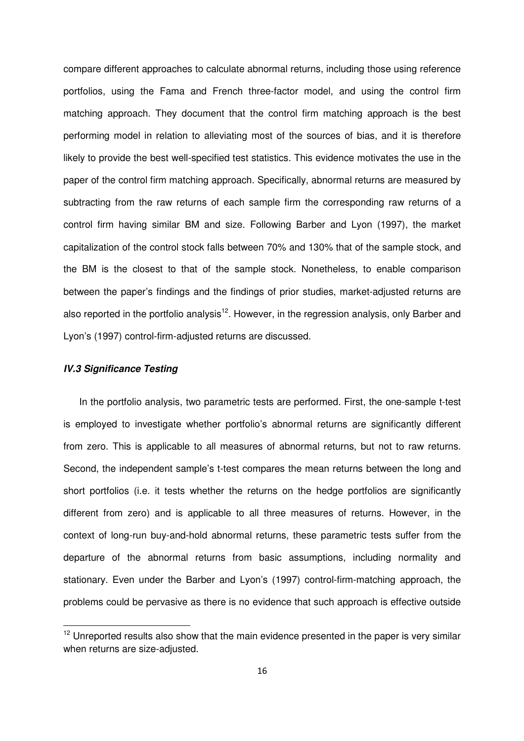compare different approaches to calculate abnormal returns, including those using reference portfolios, using the Fama and French three-factor model, and using the control firm matching approach. They document that the control firm matching approach is the best performing model in relation to alleviating most of the sources of bias, and it is therefore likely to provide the best well-specified test statistics. This evidence motivates the use in the paper of the control firm matching approach. Specifically, abnormal returns are measured by subtracting from the raw returns of each sample firm the corresponding raw returns of a control firm having similar BM and size. Following Barber and Lyon (1997), the market capitalization of the control stock falls between 70% and 130% that of the sample stock, and the BM is the closest to that of the sample stock. Nonetheless, to enable comparison between the paper's findings and the findings of prior studies, market-adjusted returns are also reported in the portfolio analysis[12]. However, in the regression analysis, only Barber and Lyon's (1997) control-firm-adjusted returns are discussed.

### *IV.3 Significance Testing*

In the portfolio analysis, two parametric tests are performed. First, the one-sample t-test is employed to investigate whether portfolio's abnormal returns are significantly different from zero. This is applicable to all measures of abnormal returns, but not to raw returns. Second, the independent sample's t-test compares the mean returns between the long and short portfolios (i.e. it tests whether the returns on the hedge portfolios are significantly different from zero) and is applicable to all three measures of returns. However, in the context of long-run buy-and-hold abnormal returns, these parametric tests suffer from the departure of the abnormal returns from basic assumptions, including normality and stationary. Even under the Barber and Lyon's (1997) control-firm-matching approach, the problems could be pervasive as there is no evidence that such approach is effective outside

---

[12] Unreported results also show that the main evidence presented in the paper is very similar when returns are size-adjusted.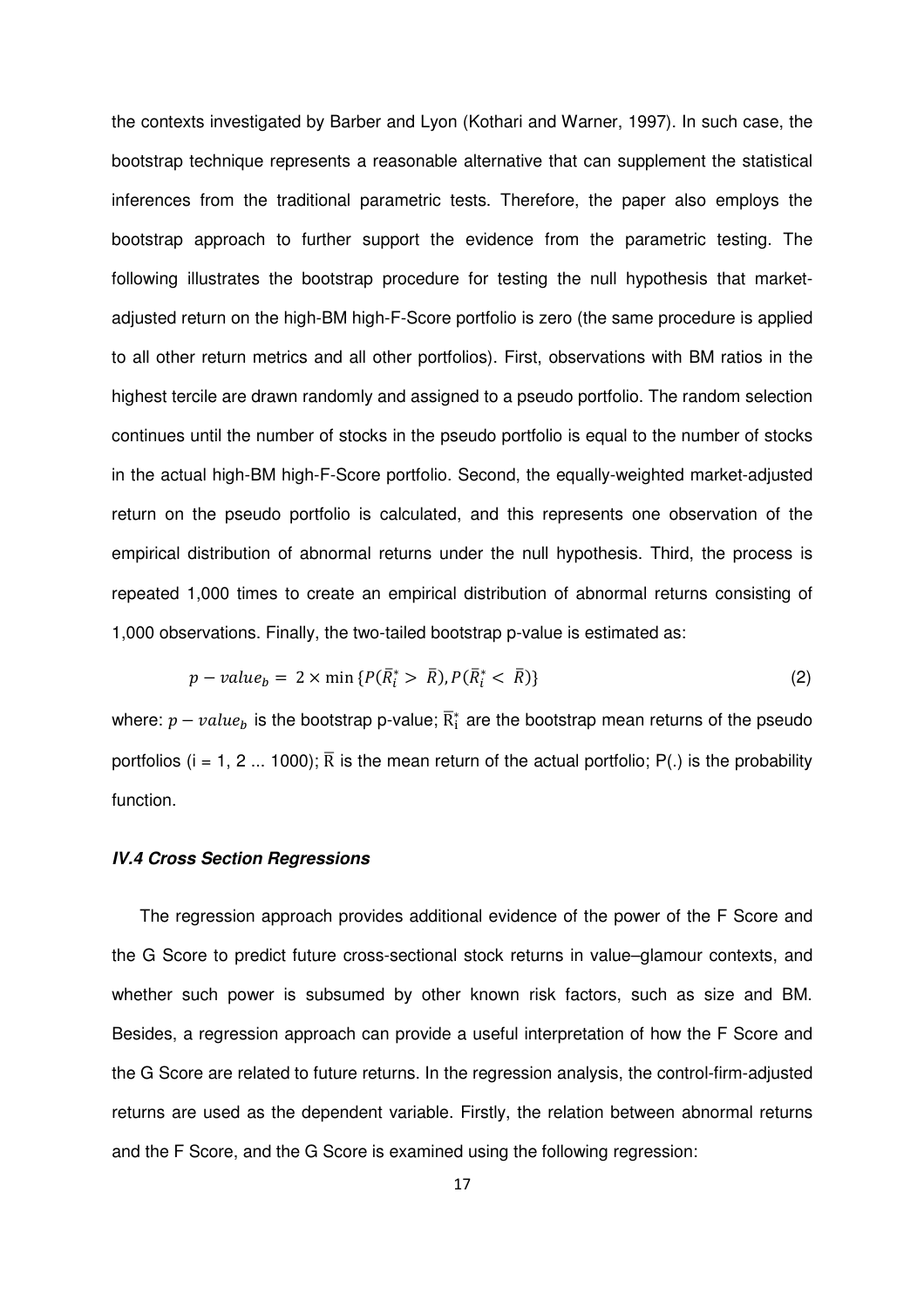the contexts investigated by Barber and Lyon (Kothari and Warner, 1997). In such case, the bootstrap technique represents a reasonable alternative that can supplement the statistical inferences from the traditional parametric tests. Therefore, the paper also employs the bootstrap approach to further support the evidence from the parametric testing. The following illustrates the bootstrap procedure for testing the null hypothesis that market-adjusted return on the high-BM high-F-Score portfolio is zero (the same procedure is applied to all other return metrics and all other portfolios). First, observations with BM ratios in the highest tercile are drawn randomly and assigned to a pseudo portfolio. The random selection continues until the number of stocks in the pseudo portfolio is equal to the number of stocks in the actual high-BM high-F-Score portfolio. Second, the equally-weighted market-adjusted return on the pseudo portfolio is calculated, and this represents one observation of the empirical distribution of abnormal returns under the null hypothesis. Third, the process is repeated 1,000 times to create an empirical distribution of abnormal returns consisting of 1,000 observations. Finally, the two-tailed bootstrap p-value is estimated as:

$$p - value_b = 2 \times \min\{P(\bar{R}_i^* > \bar{R}), P(\bar{R}_i^* < \bar{R})\} \tag{2}$$

where: $p - value_b$ is the bootstrap p-value; $\bar{R}_i^*$ are the bootstrap mean returns of the pseudo portfolios (i = 1, 2 ... 1000); $\bar{R}$ is the mean return of the actual portfolio; P(.) is the probability function.

### *IV.4 Cross Section Regressions*

The regression approach provides additional evidence of the power of the F Score and the G Score to predict future cross-sectional stock returns in value–glamour contexts, and whether such power is subsumed by other known risk factors, such as size and BM. Besides, a regression approach can provide a useful interpretation of how the F Score and the G Score are related to future returns. In the regression analysis, the control-firm-adjusted returns are used as the dependent variable. Firstly, the relation between abnormal returns and the F Score, and the G Score is examined using the following regression: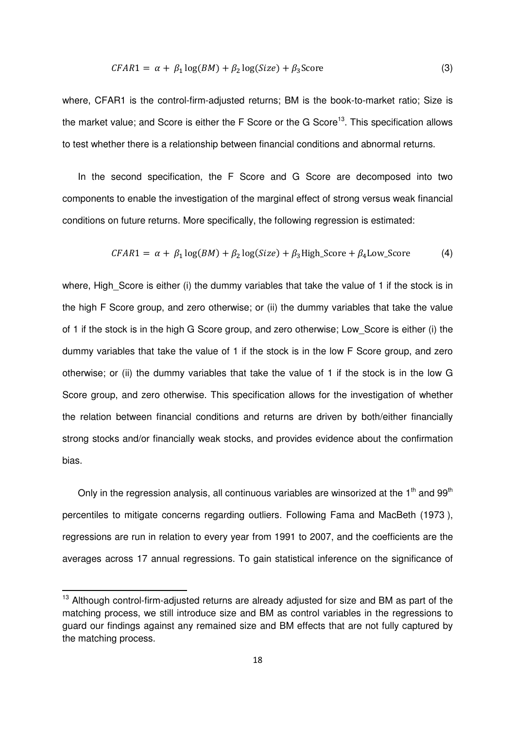$$CFAR1 = \alpha + \beta_1 \log(BM) + \beta_2 \log(Size) + \beta_3 \text{Score} \tag{3}$$

where, CFAR1 is the control-firm-adjusted returns; BM is the book-to-market ratio; Size is the market value; and Score is either the F Score or the G Score[13]. This specification allows to test whether there is a relationship between financial conditions and abnormal returns.

In the second specification, the F Score and G Score are decomposed into two components to enable the investigation of the marginal effect of strong versus weak financial conditions on future returns. More specifically, the following regression is estimated:

$$CFAR1 = \alpha + \beta_1 \log(BM) + \beta_2 \log(Size) + \beta_3 \text{High\_Score} + \beta_4 \text{Low\_Score} \tag{4}$$

where, High_Score is either (i) the dummy variables that take the value of 1 if the stock is in the high F Score group, and zero otherwise; or (ii) the dummy variables that take the value of 1 if the stock is in the high G Score group, and zero otherwise; Low_Score is either (i) the dummy variables that take the value of 1 if the stock is in the low F Score group, and zero otherwise; or (ii) the dummy variables that take the value of 1 if the stock is in the low G Score group, and zero otherwise. This specification allows for the investigation of whether the relation between financial conditions and returns are driven by both/either financially strong stocks and/or financially weak stocks, and provides evidence about the confirmation bias.

Only in the regression analysis, all continuous variables are winsorized at the 1th and 99th percentiles to mitigate concerns regarding outliers. Following Fama and MacBeth (1973 ), regressions are run in relation to every year from 1991 to 2007, and the coefficients are the averages across 17 annual regressions. To gain statistical inference on the significance of

[13] Although control-firm-adjusted returns are already adjusted for size and BM as part of the matching process, we still introduce size and BM as control variables in the regressions to guard our findings against any remained size and BM effects that are not fully captured by the matching process.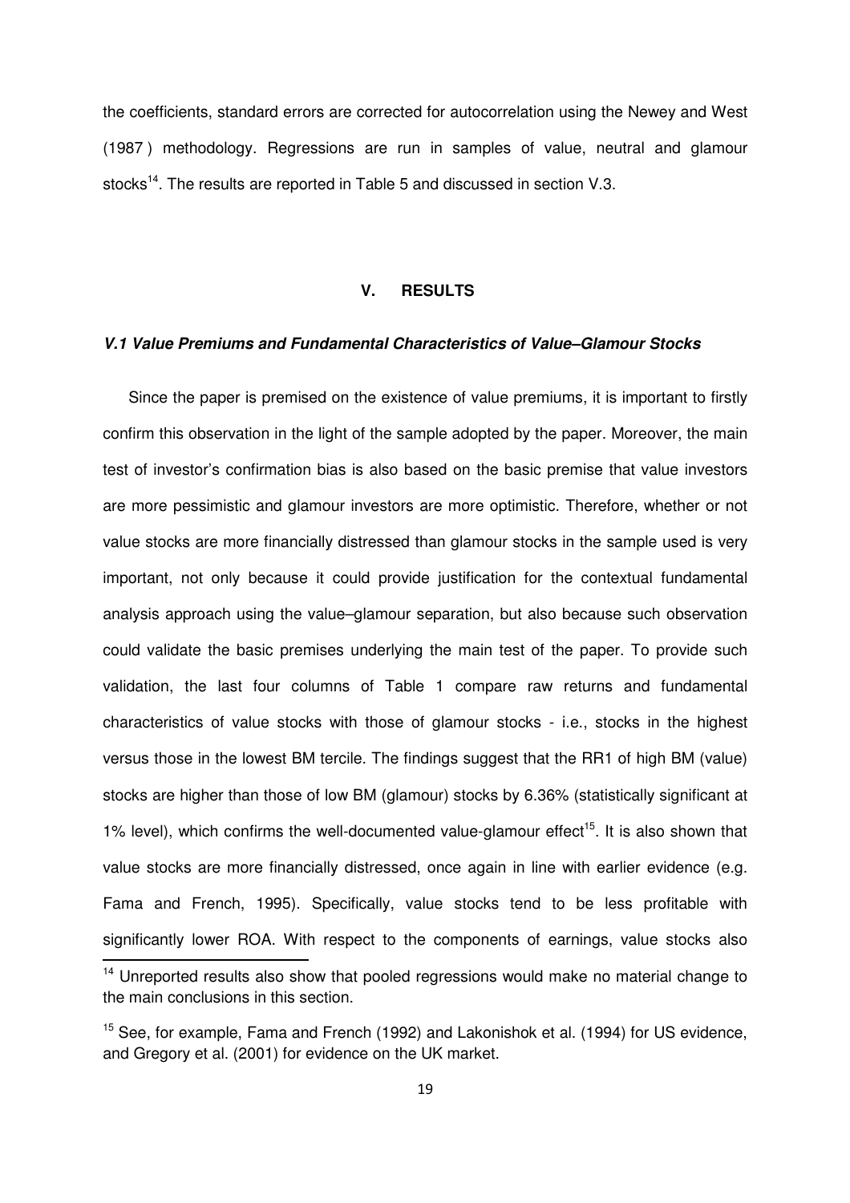the coefficients, standard errors are corrected for autocorrelation using the Newey and West (1987 ) methodology. Regressions are run in samples of value, neutral and glamour stocks[14]. The results are reported in Table 5 and discussed in section V.3.

## V. RESULTS

### *V.1 Value Premiums and Fundamental Characteristics of Value–Glamour Stocks*

Since the paper is premised on the existence of value premiums, it is important to firstly confirm this observation in the light of the sample adopted by the paper. Moreover, the main test of investor's confirmation bias is also based on the basic premise that value investors are more pessimistic and glamour investors are more optimistic. Therefore, whether or not value stocks are more financially distressed than glamour stocks in the sample used is very important, not only because it could provide justification for the contextual fundamental analysis approach using the value–glamour separation, but also because such observation could validate the basic premises underlying the main test of the paper. To provide such validation, the last four columns of Table 1 compare raw returns and fundamental characteristics of value stocks with those of glamour stocks - i.e., stocks in the highest versus those in the lowest BM tercile. The findings suggest that the RR1 of high BM (value) stocks are higher than those of low BM (glamour) stocks by 6.36% (statistically significant at 1% level), which confirms the well-documented value-glamour effect[15]. It is also shown that value stocks are more financially distressed, once again in line with earlier evidence (e.g. Fama and French, 1995). Specifically, value stocks tend to be less profitable with significantly lower ROA. With respect to the components of earnings, value stocks also

[14] Unreported results also show that pooled regressions would make no material change to the main conclusions in this section.

[15] See, for example, Fama and French (1992) and Lakonishok et al. (1994) for US evidence, and Gregory et al. (2001) for evidence on the UK market.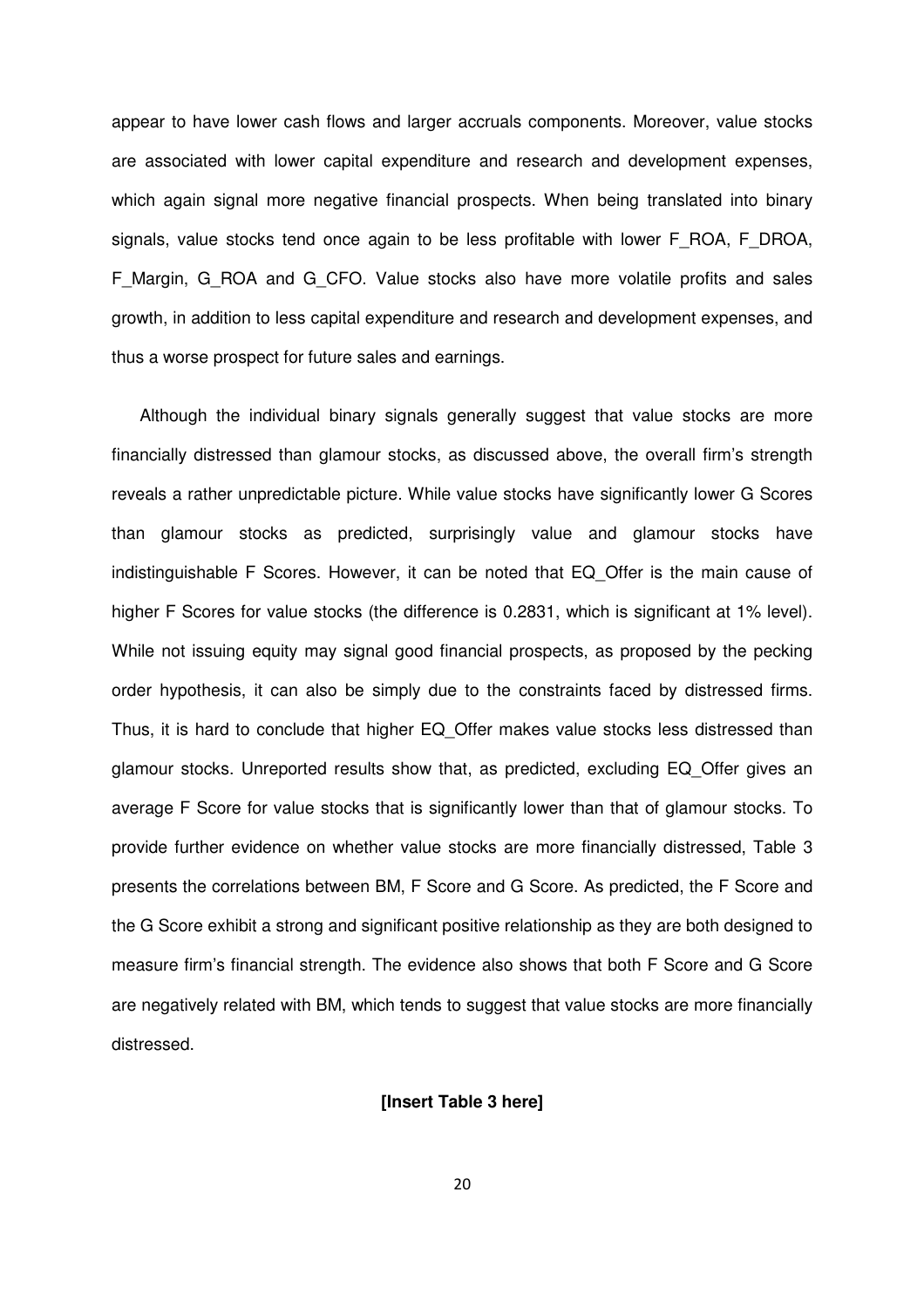appear to have lower cash flows and larger accruals components. Moreover, value stocks are associated with lower capital expenditure and research and development expenses, which again signal more negative financial prospects. When being translated into binary signals, value stocks tend once again to be less profitable with lower F_ROA, F_DROA, F_Margin, G_ROA and G_CFO. Value stocks also have more volatile profits and sales growth, in addition to less capital expenditure and research and development expenses, and thus a worse prospect for future sales and earnings.

Although the individual binary signals generally suggest that value stocks are more financially distressed than glamour stocks, as discussed above, the overall firm's strength reveals a rather unpredictable picture. While value stocks have significantly lower G Scores than glamour stocks as predicted, surprisingly value and glamour stocks have indistinguishable F Scores. However, it can be noted that EQ_Offer is the main cause of higher F Scores for value stocks (the difference is 0.2831, which is significant at 1% level). While not issuing equity may signal good financial prospects, as proposed by the pecking order hypothesis, it can also be simply due to the constraints faced by distressed firms. Thus, it is hard to conclude that higher EQ_Offer makes value stocks less distressed than glamour stocks. Unreported results show that, as predicted, excluding EQ_Offer gives an average F Score for value stocks that is significantly lower than that of glamour stocks. To provide further evidence on whether value stocks are more financially distressed, Table 3 presents the correlations between BM, F Score and G Score. As predicted, the F Score and the G Score exhibit a strong and significant positive relationship as they are both designed to measure firm's financial strength. The evidence also shows that both F Score and G Score are negatively related with BM, which tends to suggest that value stocks are more financially distressed.

**[Insert Table 3 here]**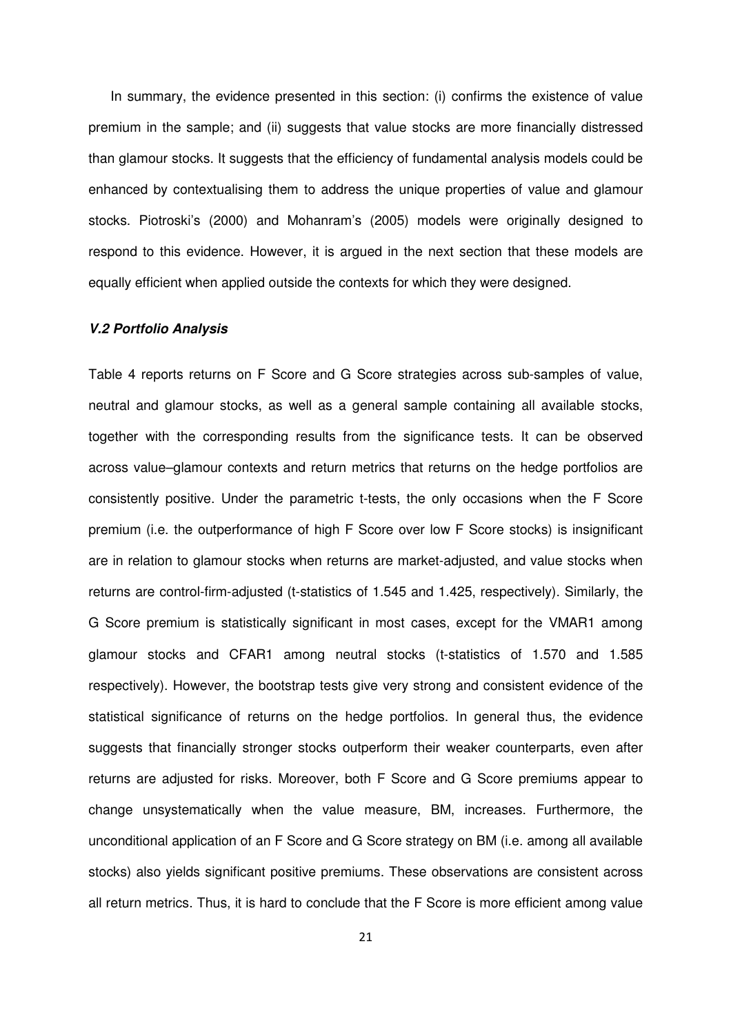In summary, the evidence presented in this section: (i) confirms the existence of value premium in the sample; and (ii) suggests that value stocks are more financially distressed than glamour stocks. It suggests that the efficiency of fundamental analysis models could be enhanced by contextualising them to address the unique properties of value and glamour stocks. Piotroski's (2000) and Mohanram's (2005) models were originally designed to respond to this evidence. However, it is argued in the next section that these models are equally efficient when applied outside the contexts for which they were designed.

### *V.2 Portfolio Analysis*

Table 4 reports returns on F Score and G Score strategies across sub-samples of value, neutral and glamour stocks, as well as a general sample containing all available stocks, together with the corresponding results from the significance tests. It can be observed across value–glamour contexts and return metrics that returns on the hedge portfolios are consistently positive. Under the parametric t-tests, the only occasions when the F Score premium (i.e. the outperformance of high F Score over low F Score stocks) is insignificant are in relation to glamour stocks when returns are market-adjusted, and value stocks when returns are control-firm-adjusted (t-statistics of 1.545 and 1.425, respectively). Similarly, the G Score premium is statistically significant in most cases, except for the VMAR1 among glamour stocks and CFAR1 among neutral stocks (t-statistics of 1.570 and 1.585 respectively). However, the bootstrap tests give very strong and consistent evidence of the statistical significance of returns on the hedge portfolios. In general thus, the evidence suggests that financially stronger stocks outperform their weaker counterparts, even after returns are adjusted for risks. Moreover, both F Score and G Score premiums appear to change unsystematically when the value measure, BM, increases. Furthermore, the unconditional application of an F Score and G Score strategy on BM (i.e. among all available stocks) also yields significant positive premiums. These observations are consistent across all return metrics. Thus, it is hard to conclude that the F Score is more efficient among value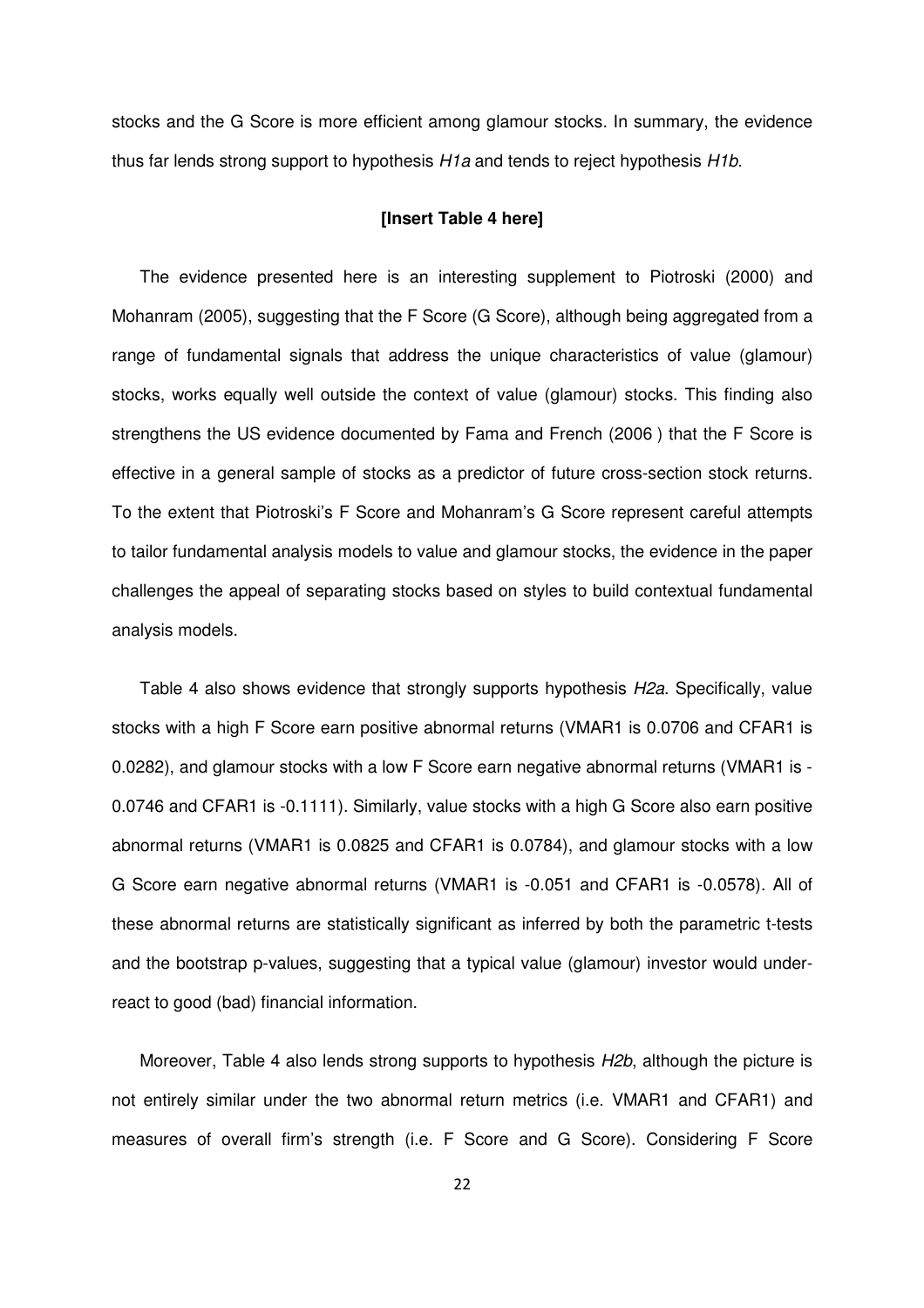stocks and the G Score is more efficient among glamour stocks. In summary, the evidence thus far lends strong support to hypothesis *H1a* and tends to reject hypothesis *H1b*.

**[Insert Table 4 here]**

The evidence presented here is an interesting supplement to Piotroski (2000) and Mohanram (2005), suggesting that the F Score (G Score), although being aggregated from a range of fundamental signals that address the unique characteristics of value (glamour) stocks, works equally well outside the context of value (glamour) stocks. This finding also strengthens the US evidence documented by Fama and French (2006 ) that the F Score is effective in a general sample of stocks as a predictor of future cross-section stock returns. To the extent that Piotroski's F Score and Mohanram's G Score represent careful attempts to tailor fundamental analysis models to value and glamour stocks, the evidence in the paper challenges the appeal of separating stocks based on styles to build contextual fundamental analysis models.

Table 4 also shows evidence that strongly supports hypothesis *H2a*. Specifically, value stocks with a high F Score earn positive abnormal returns (VMAR1 is 0.0706 and CFAR1 is 0.0282), and glamour stocks with a low F Score earn negative abnormal returns (VMAR1 is -0.0746 and CFAR1 is -0.1111). Similarly, value stocks with a high G Score also earn positive abnormal returns (VMAR1 is 0.0825 and CFAR1 is 0.0784), and glamour stocks with a low G Score earn negative abnormal returns (VMAR1 is -0.051 and CFAR1 is -0.0578). All of these abnormal returns are statistically significant as inferred by both the parametric t-tests and the bootstrap p-values, suggesting that a typical value (glamour) investor would under-react to good (bad) financial information.

Moreover, Table 4 also lends strong supports to hypothesis *H2b*, although the picture is not entirely similar under the two abnormal return metrics (i.e. VMAR1 and CFAR1) and measures of overall firm's strength (i.e. F Score and G Score). Considering F Score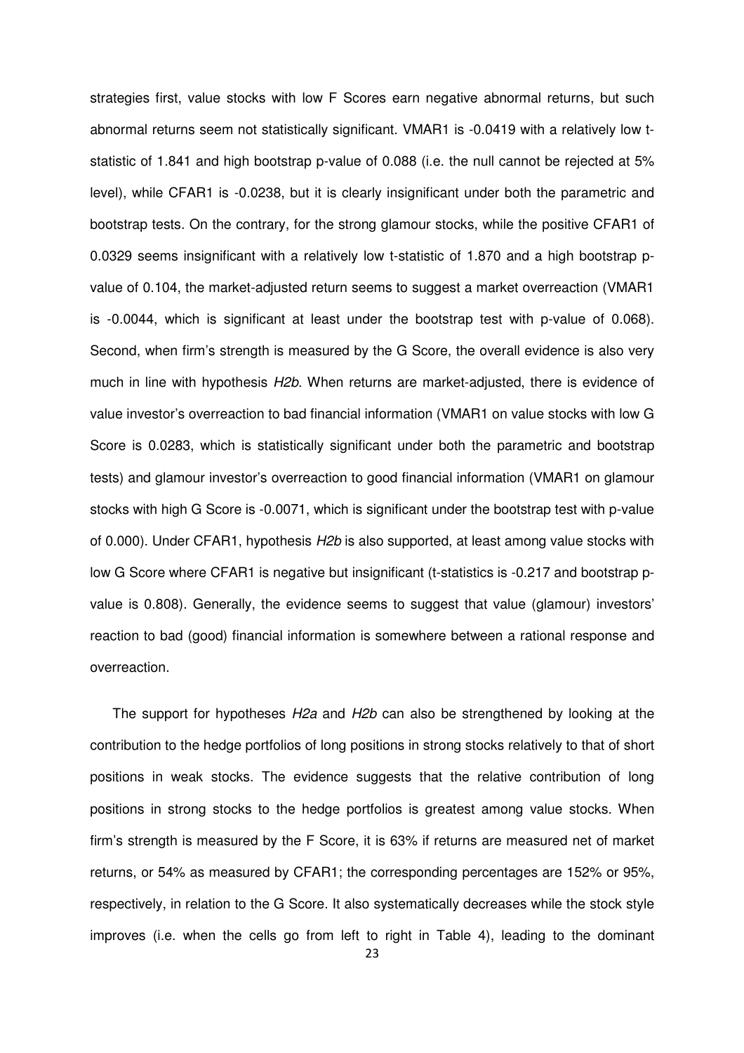strategies first, value stocks with low F Scores earn negative abnormal returns, but such abnormal returns seem not statistically significant. VMAR1 is -0.0419 with a relatively low t-statistic of 1.841 and high bootstrap p-value of 0.088 (i.e. the null cannot be rejected at 5% level), while CFAR1 is -0.0238, but it is clearly insignificant under both the parametric and bootstrap tests. On the contrary, for the strong glamour stocks, while the positive CFAR1 of 0.0329 seems insignificant with a relatively low t-statistic of 1.870 and a high bootstrap p-value of 0.104, the market-adjusted return seems to suggest a market overreaction (VMAR1 is -0.0044, which is significant at least under the bootstrap test with p-value of 0.068). Second, when firm's strength is measured by the G Score, the overall evidence is also very much in line with hypothesis *H2b*. When returns are market-adjusted, there is evidence of value investor's overreaction to bad financial information (VMAR1 on value stocks with low G Score is 0.0283, which is statistically significant under both the parametric and bootstrap tests) and glamour investor's overreaction to good financial information (VMAR1 on glamour stocks with high G Score is -0.0071, which is significant under the bootstrap test with p-value of 0.000). Under CFAR1, hypothesis *H2b* is also supported, at least among value stocks with low G Score where CFAR1 is negative but insignificant (t-statistics is -0.217 and bootstrap p-value is 0.808). Generally, the evidence seems to suggest that value (glamour) investors' reaction to bad (good) financial information is somewhere between a rational response and overreaction.

The support for hypotheses *H2a* and *H2b* can also be strengthened by looking at the contribution to the hedge portfolios of long positions in strong stocks relatively to that of short positions in weak stocks. The evidence suggests that the relative contribution of long positions in strong stocks to the hedge portfolios is greatest among value stocks. When firm's strength is measured by the F Score, it is 63% if returns are measured net of market returns, or 54% as measured by CFAR1; the corresponding percentages are 152% or 95%, respectively, in relation to the G Score. It also systematically decreases while the stock style improves (i.e. when the cells go from left to right in Table 4), leading to the dominant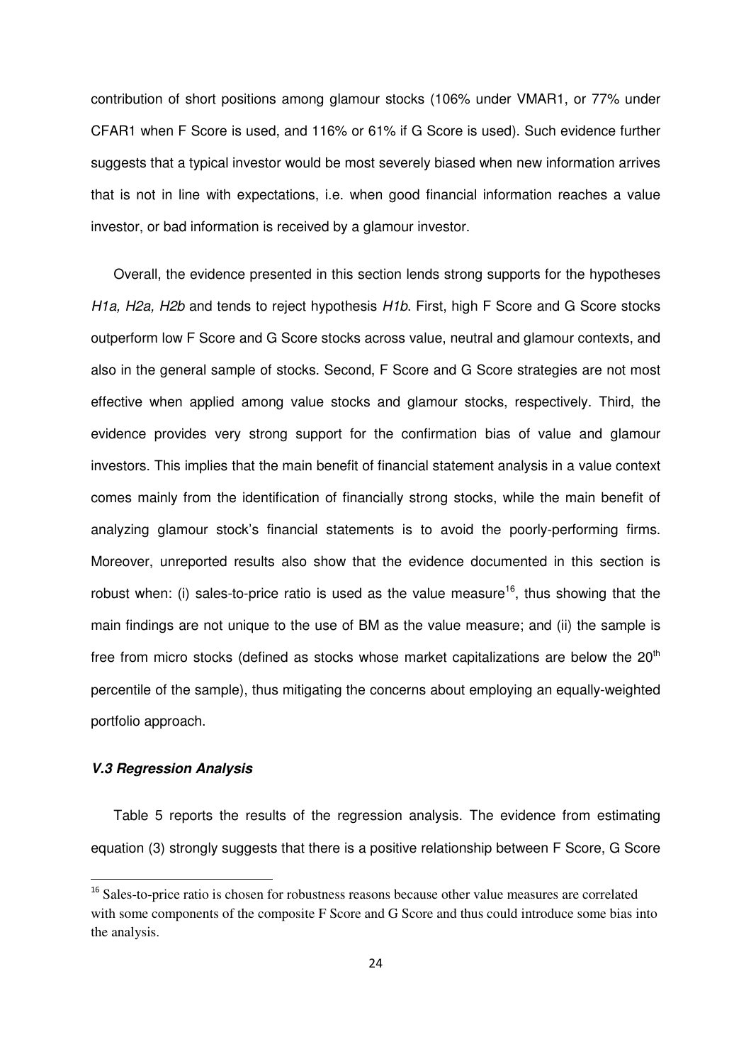contribution of short positions among glamour stocks (106% under VMAR1, or 77% under CFAR1 when F Score is used, and 116% or 61% if G Score is used). Such evidence further suggests that a typical investor would be most severely biased when new information arrives that is not in line with expectations, i.e. when good financial information reaches a value investor, or bad information is received by a glamour investor.

Overall, the evidence presented in this section lends strong supports for the hypotheses *H1a, H2a, H2b* and tends to reject hypothesis *H1b*. First, high F Score and G Score stocks outperform low F Score and G Score stocks across value, neutral and glamour contexts, and also in the general sample of stocks. Second, F Score and G Score strategies are not most effective when applied among value stocks and glamour stocks, respectively. Third, the evidence provides very strong support for the confirmation bias of value and glamour investors. This implies that the main benefit of financial statement analysis in a value context comes mainly from the identification of financially strong stocks, while the main benefit of analyzing glamour stock's financial statements is to avoid the poorly-performing firms. Moreover, unreported results also show that the evidence documented in this section is robust when: (i) sales-to-price ratio is used as the value measure[16], thus showing that the main findings are not unique to the use of BM as the value measure; and (ii) the sample is free from micro stocks (defined as stocks whose market capitalizations are below the 20th percentile of the sample), thus mitigating the concerns about employing an equally-weighted portfolio approach.

### *V.3 Regression Analysis*

Table 5 reports the results of the regression analysis. The evidence from estimating equation (3) strongly suggests that there is a positive relationship between F Score, G Score

[16] Sales-to-price ratio is chosen for robustness reasons because other value measures are correlated with some components of the composite F Score and G Score and thus could introduce some bias into the analysis.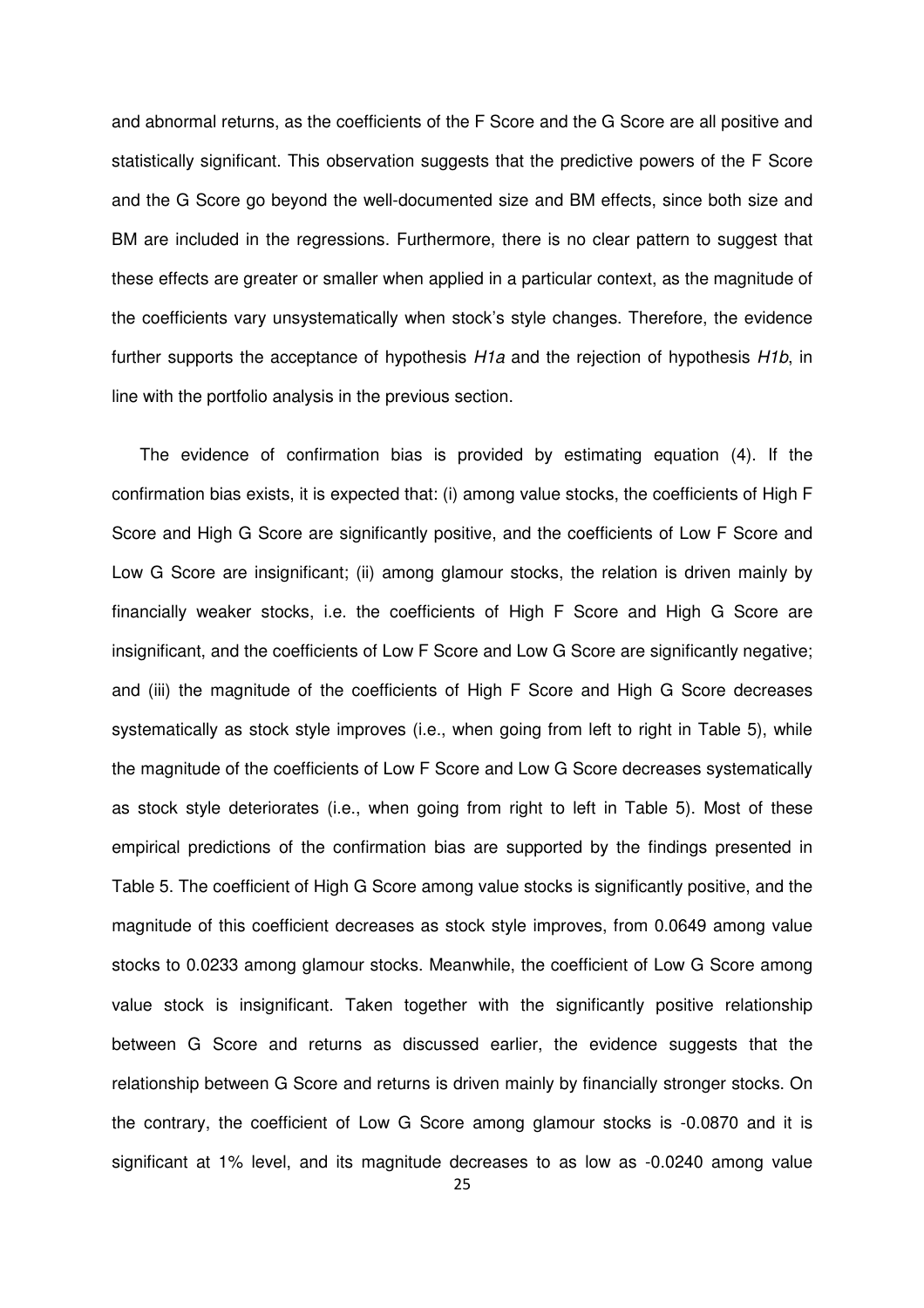and abnormal returns, as the coefficients of the F Score and the G Score are all positive and statistically significant. This observation suggests that the predictive powers of the F Score and the G Score go beyond the well-documented size and BM effects, since both size and BM are included in the regressions. Furthermore, there is no clear pattern to suggest that these effects are greater or smaller when applied in a particular context, as the magnitude of the coefficients vary unsystematically when stock's style changes. Therefore, the evidence further supports the acceptance of hypothesis *H1a* and the rejection of hypothesis *H1b*, in line with the portfolio analysis in the previous section.

The evidence of confirmation bias is provided by estimating equation (4). If the confirmation bias exists, it is expected that: (i) among value stocks, the coefficients of High F Score and High G Score are significantly positive, and the coefficients of Low F Score and Low G Score are insignificant; (ii) among glamour stocks, the relation is driven mainly by financially weaker stocks, i.e. the coefficients of High F Score and High G Score are insignificant, and the coefficients of Low F Score and Low G Score are significantly negative; and (iii) the magnitude of the coefficients of High F Score and High G Score decreases systematically as stock style improves (i.e., when going from left to right in Table 5), while the magnitude of the coefficients of Low F Score and Low G Score decreases systematically as stock style deteriorates (i.e., when going from right to left in Table 5). Most of these empirical predictions of the confirmation bias are supported by the findings presented in Table 5. The coefficient of High G Score among value stocks is significantly positive, and the magnitude of this coefficient decreases as stock style improves, from 0.0649 among value stocks to 0.0233 among glamour stocks. Meanwhile, the coefficient of Low G Score among value stock is insignificant. Taken together with the significantly positive relationship between G Score and returns as discussed earlier, the evidence suggests that the relationship between G Score and returns is driven mainly by financially stronger stocks. On the contrary, the coefficient of Low G Score among glamour stocks is -0.0870 and it is significant at 1% level, and its magnitude decreases to as low as -0.0240 among value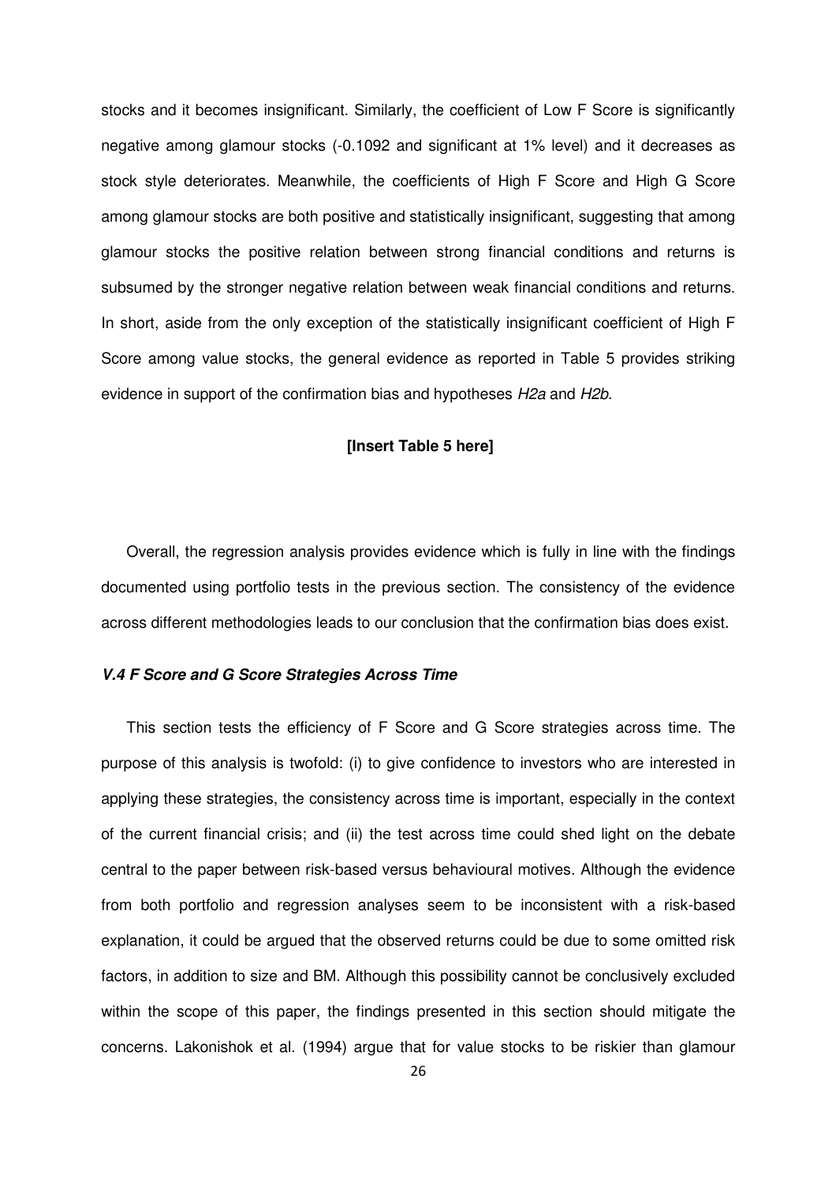stocks and it becomes insignificant. Similarly, the coefficient of Low F Score is significantly negative among glamour stocks (-0.1092 and significant at 1% level) and it decreases as stock style deteriorates. Meanwhile, the coefficients of High F Score and High G Score among glamour stocks are both positive and statistically insignificant, suggesting that among glamour stocks the positive relation between strong financial conditions and returns is subsumed by the stronger negative relation between weak financial conditions and returns. In short, aside from the only exception of the statistically insignificant coefficient of High F Score among value stocks, the general evidence as reported in Table 5 provides striking evidence in support of the confirmation bias and hypotheses *H2a* and *H2b*.

**[Insert Table 5 here]**

Overall, the regression analysis provides evidence which is fully in line with the findings documented using portfolio tests in the previous section. The consistency of the evidence across different methodologies leads to our conclusion that the confirmation bias does exist.

### *V.4 F Score and G Score Strategies Across Time*

This section tests the efficiency of F Score and G Score strategies across time. The purpose of this analysis is twofold: (i) to give confidence to investors who are interested in applying these strategies, the consistency across time is important, especially in the context of the current financial crisis; and (ii) the test across time could shed light on the debate central to the paper between risk-based versus behavioural motives. Although the evidence from both portfolio and regression analyses seem to be inconsistent with a risk-based explanation, it could be argued that the observed returns could be due to some omitted risk factors, in addition to size and BM. Although this possibility cannot be conclusively excluded within the scope of this paper, the findings presented in this section should mitigate the concerns. Lakonishok et al. (1994) argue that for value stocks to be riskier than glamour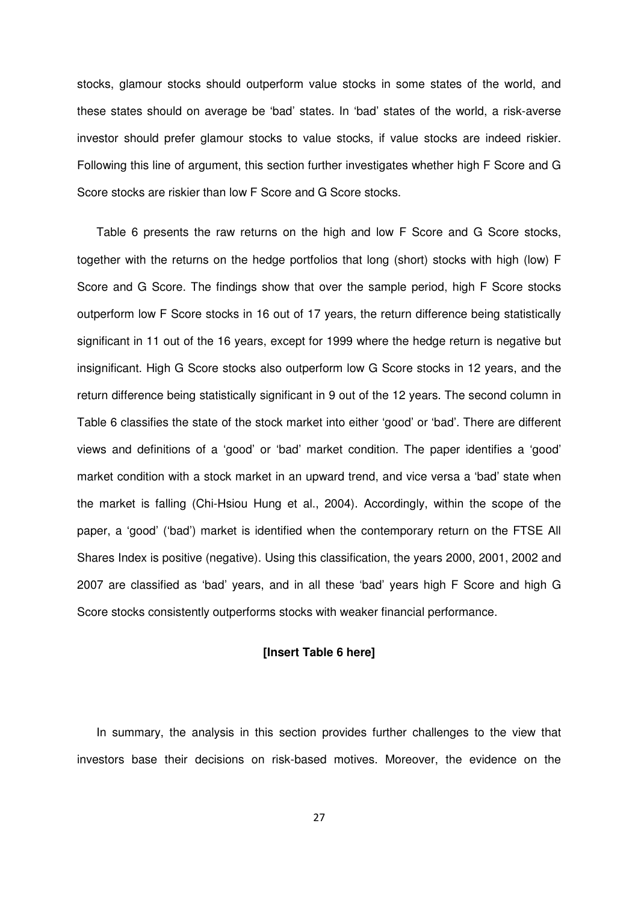stocks, glamour stocks should outperform value stocks in some states of the world, and these states should on average be 'bad' states. In 'bad' states of the world, a risk-averse investor should prefer glamour stocks to value stocks, if value stocks are indeed riskier. Following this line of argument, this section further investigates whether high F Score and G Score stocks are riskier than low F Score and G Score stocks.

Table 6 presents the raw returns on the high and low F Score and G Score stocks, together with the returns on the hedge portfolios that long (short) stocks with high (low) F Score and G Score. The findings show that over the sample period, high F Score stocks outperform low F Score stocks in 16 out of 17 years, the return difference being statistically significant in 11 out of the 16 years, except for 1999 where the hedge return is negative but insignificant. High G Score stocks also outperform low G Score stocks in 12 years, and the return difference being statistically significant in 9 out of the 12 years. The second column in Table 6 classifies the state of the stock market into either 'good' or 'bad'. There are different views and definitions of a 'good' or 'bad' market condition. The paper identifies a 'good' market condition with a stock market in an upward trend, and vice versa a 'bad' state when the market is falling (Chi-Hsiou Hung et al., 2004). Accordingly, within the scope of the paper, a 'good' ('bad') market is identified when the contemporary return on the FTSE All Shares Index is positive (negative). Using this classification, the years 2000, 2001, 2002 and 2007 are classified as 'bad' years, and in all these 'bad' years high F Score and high G Score stocks consistently outperforms stocks with weaker financial performance.

**[Insert Table 6 here]**

In summary, the analysis in this section provides further challenges to the view that investors base their decisions on risk-based motives. Moreover, the evidence on the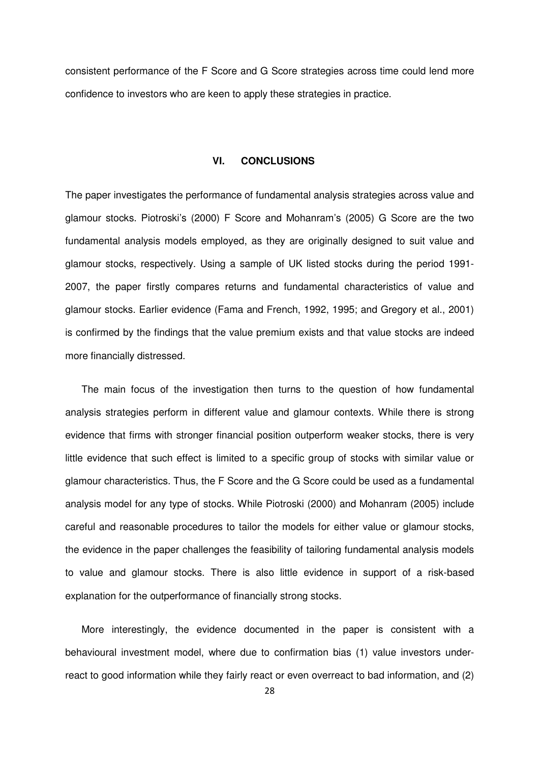consistent performance of the F Score and G Score strategies across time could lend more confidence to investors who are keen to apply these strategies in practice.

## VI. CONCLUSIONS

The paper investigates the performance of fundamental analysis strategies across value and glamour stocks. Piotroski's (2000) F Score and Mohanram's (2005) G Score are the two fundamental analysis models employed, as they are originally designed to suit value and glamour stocks, respectively. Using a sample of UK listed stocks during the period 1991-2007, the paper firstly compares returns and fundamental characteristics of value and glamour stocks. Earlier evidence (Fama and French, 1992, 1995; and Gregory et al., 2001) is confirmed by the findings that the value premium exists and that value stocks are indeed more financially distressed.

The main focus of the investigation then turns to the question of how fundamental analysis strategies perform in different value and glamour contexts. While there is strong evidence that firms with stronger financial position outperform weaker stocks, there is very little evidence that such effect is limited to a specific group of stocks with similar value or glamour characteristics. Thus, the F Score and the G Score could be used as a fundamental analysis model for any type of stocks. While Piotroski (2000) and Mohanram (2005) include careful and reasonable procedures to tailor the models for either value or glamour stocks, the evidence in the paper challenges the feasibility of tailoring fundamental analysis models to value and glamour stocks. There is also little evidence in support of a risk-based explanation for the outperformance of financially strong stocks.

More interestingly, the evidence documented in the paper is consistent with a behavioural investment model, where due to confirmation bias (1) value investors under-react to good information while they fairly react or even overreact to bad information, and (2)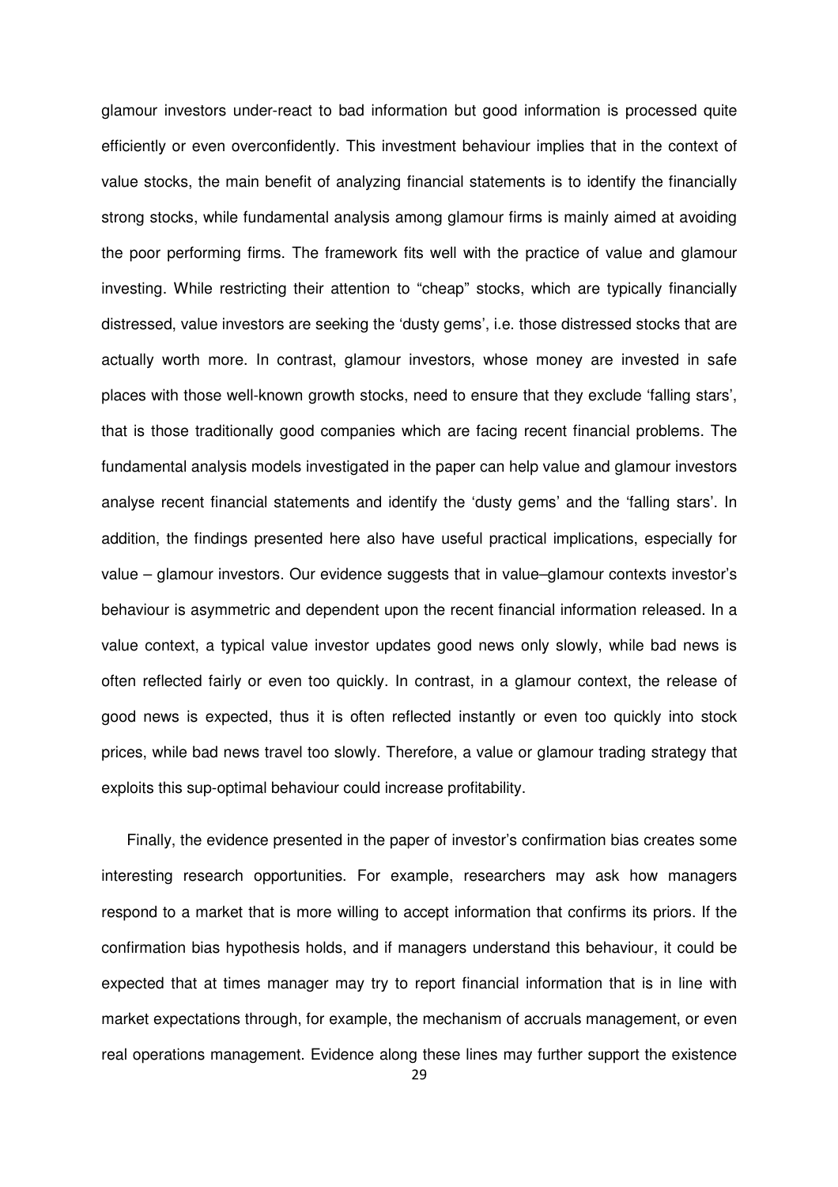glamour investors under-react to bad information but good information is processed quite efficiently or even overconfidently. This investment behaviour implies that in the context of value stocks, the main benefit of analyzing financial statements is to identify the financially strong stocks, while fundamental analysis among glamour firms is mainly aimed at avoiding the poor performing firms. The framework fits well with the practice of value and glamour investing. While restricting their attention to "cheap" stocks, which are typically financially distressed, value investors are seeking the 'dusty gems', i.e. those distressed stocks that are actually worth more. In contrast, glamour investors, whose money are invested in safe places with those well-known growth stocks, need to ensure that they exclude 'falling stars', that is those traditionally good companies which are facing recent financial problems. The fundamental analysis models investigated in the paper can help value and glamour investors analyse recent financial statements and identify the 'dusty gems' and the 'falling stars'. In addition, the findings presented here also have useful practical implications, especially for value – glamour investors. Our evidence suggests that in value–glamour contexts investor's behaviour is asymmetric and dependent upon the recent financial information released. In a value context, a typical value investor updates good news only slowly, while bad news is often reflected fairly or even too quickly. In contrast, in a glamour context, the release of good news is expected, thus it is often reflected instantly or even too quickly into stock prices, while bad news travel too slowly. Therefore, a value or glamour trading strategy that exploits this sup-optimal behaviour could increase profitability.

Finally, the evidence presented in the paper of investor's confirmation bias creates some interesting research opportunities. For example, researchers may ask how managers respond to a market that is more willing to accept information that confirms its priors. If the confirmation bias hypothesis holds, and if managers understand this behaviour, it could be expected that at times manager may try to report financial information that is in line with market expectations through, for example, the mechanism of accruals management, or even real operations management. Evidence along these lines may further support the existence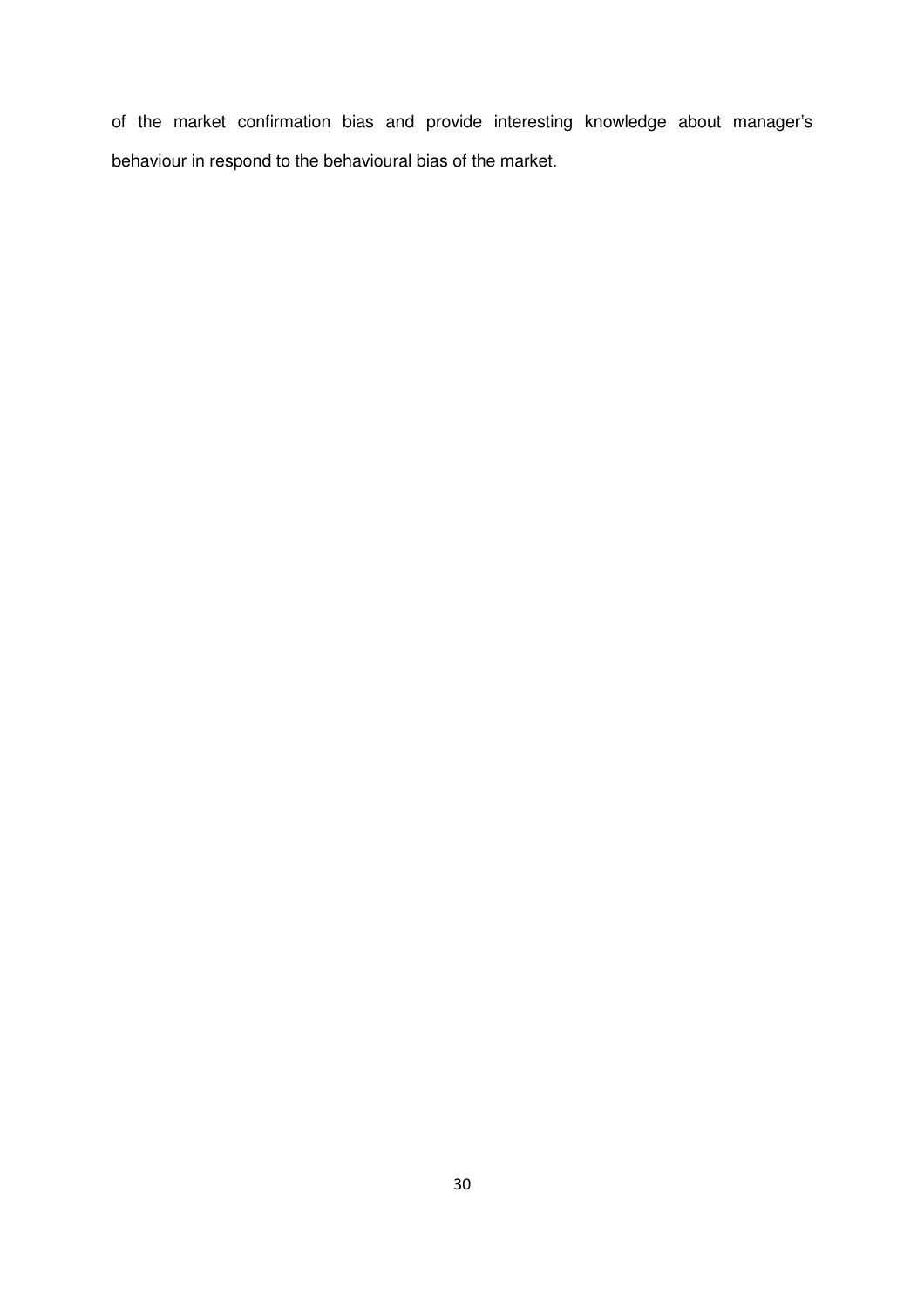of the market confirmation bias and provide interesting knowledge about manager's behaviour in respond to the behavioural bias of the market.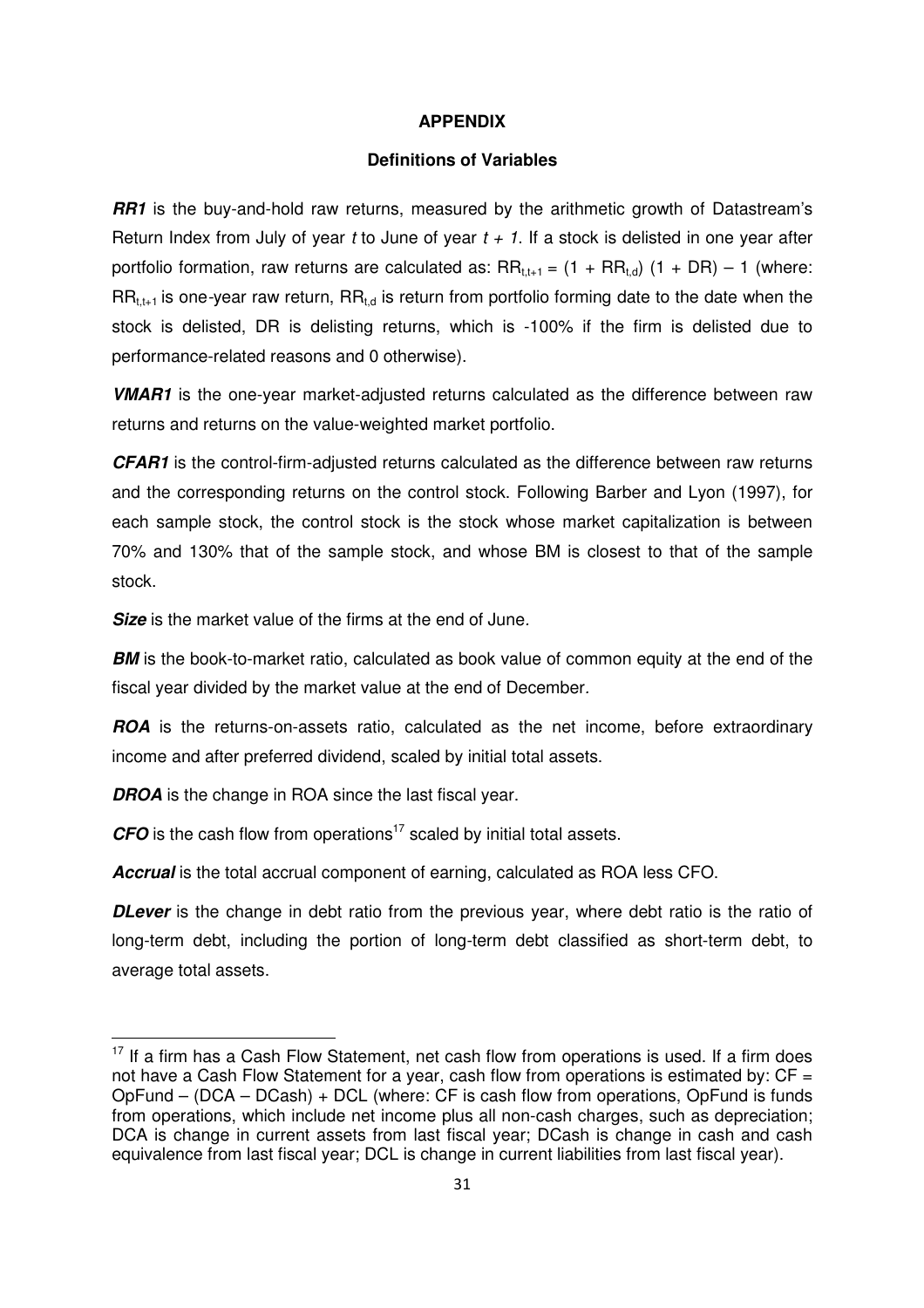# APPENDIX

## Definitions of Variables

***RR1*** is the buy-and-hold raw returns, measured by the arithmetic growth of Datastream's Return Index from July of year *t* to June of year *t + 1*. If a stock is delisted in one year after portfolio formation, raw returns are calculated as: $RR_{t,t+1} = (1 + RR_{t,d})(1 + DR) - 1$ (where: $RR_{t,t+1}$ is one-year raw return, $RR_{t,d}$ is return from portfolio forming date to the date when the stock is delisted, DR is delisting returns, which is -100% if the firm is delisted due to performance-related reasons and 0 otherwise).

***VMAR1*** is the one-year market-adjusted returns calculated as the difference between raw returns and returns on the value-weighted market portfolio.

***CFAR1*** is the control-firm-adjusted returns calculated as the difference between raw returns and the corresponding returns on the control stock. Following Barber and Lyon (1997), for each sample stock, the control stock is the stock whose market capitalization is between 70% and 130% that of the sample stock, and whose BM is closest to that of the sample stock.

***Size*** is the market value of the firms at the end of June.

***BM*** is the book-to-market ratio, calculated as book value of common equity at the end of the fiscal year divided by the market value at the end of December.

***ROA*** is the returns-on-assets ratio, calculated as the net income, before extraordinary income and after preferred dividend, scaled by initial total assets.

***DROA*** is the change in ROA since the last fiscal year.

***CFO*** is the cash flow from operations[17] scaled by initial total assets.

***Accrual*** is the total accrual component of earning, calculated as ROA less CFO.

***DLever*** is the change in debt ratio from the previous year, where debt ratio is the ratio of long-term debt, including the portion of long-term debt classified as short-term debt, to average total assets.

---

[17] If a firm has a Cash Flow Statement, net cash flow from operations is used. If a firm does not have a Cash Flow Statement for a year, cash flow from operations is estimated by: CF = OpFund – (DCA – DCash) + DCL (where: CF is cash flow from operations, OpFund is funds from operations, which include net income plus all non-cash charges, such as depreciation; DCA is change in current assets from last fiscal year; DCash is change in cash and cash equivalence from last fiscal year; DCL is change in current liabilities from last fiscal year).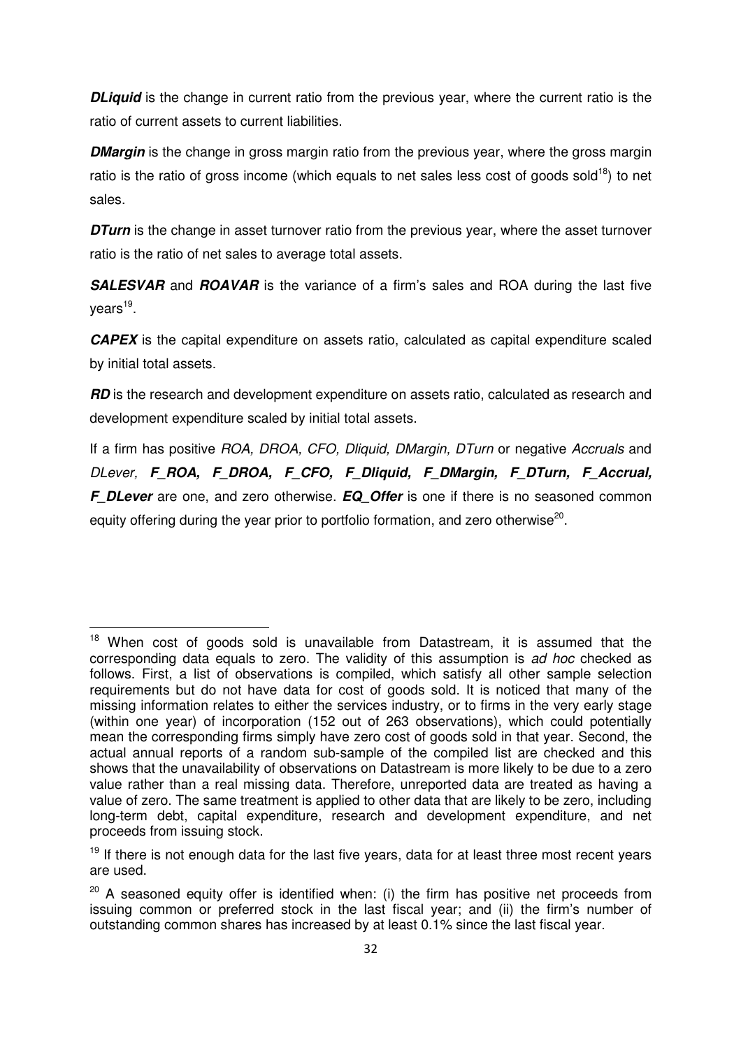***DLiquid*** is the change in current ratio from the previous year, where the current ratio is the ratio of current assets to current liabilities.

***DMargin*** is the change in gross margin ratio from the previous year, where the gross margin ratio is the ratio of gross income (which equals to net sales less cost of goods sold[18]) to net sales.

***DTurn*** is the change in asset turnover ratio from the previous year, where the asset turnover ratio is the ratio of net sales to average total assets.

***SALESVAR*** and ***ROAVAR*** is the variance of a firm's sales and ROA during the last five years[19].

***CAPEX*** is the capital expenditure on assets ratio, calculated as capital expenditure scaled by initial total assets.

***RD*** is the research and development expenditure on assets ratio, calculated as research and development expenditure scaled by initial total assets.

If a firm has positive *ROA, DROA, CFO, Dliquid, DMargin, DTurn* or negative *Accruals* and *DLever*, ***F_ROA, F_DROA, F_CFO, F_Dliquid, F_DMargin, F_DTurn, F_Accrual, F_DLever*** are one, and zero otherwise. ***EQ_Offer*** is one if there is no seasoned common equity offering during the year prior to portfolio formation, and zero otherwise[20].

---

[18] When cost of goods sold is unavailable from Datastream, it is assumed that the corresponding data equals to zero. The validity of this assumption is *ad hoc* checked as follows. First, a list of observations is compiled, which satisfy all other sample selection requirements but do not have data for cost of goods sold. It is noticed that many of the missing information relates to either the services industry, or to firms in the very early stage (within one year) of incorporation (152 out of 263 observations), which could potentially mean the corresponding firms simply have zero cost of goods sold in that year. Second, the actual annual reports of a random sub-sample of the compiled list are checked and this shows that the unavailability of observations on Datastream is more likely to be due to a zero value rather than a real missing data. Therefore, unreported data are treated as having a value of zero. The same treatment is applied to other data that are likely to be zero, including long-term debt, capital expenditure, research and development expenditure, and net proceeds from issuing stock.

[19] If there is not enough data for the last five years, data for at least three most recent years are used.

[20] A seasoned equity offer is identified when: (i) the firm has positive net proceeds from issuing common or preferred stock in the last fiscal year; and (ii) the firm's number of outstanding common shares has increased by at least 0.1% since the last fiscal year.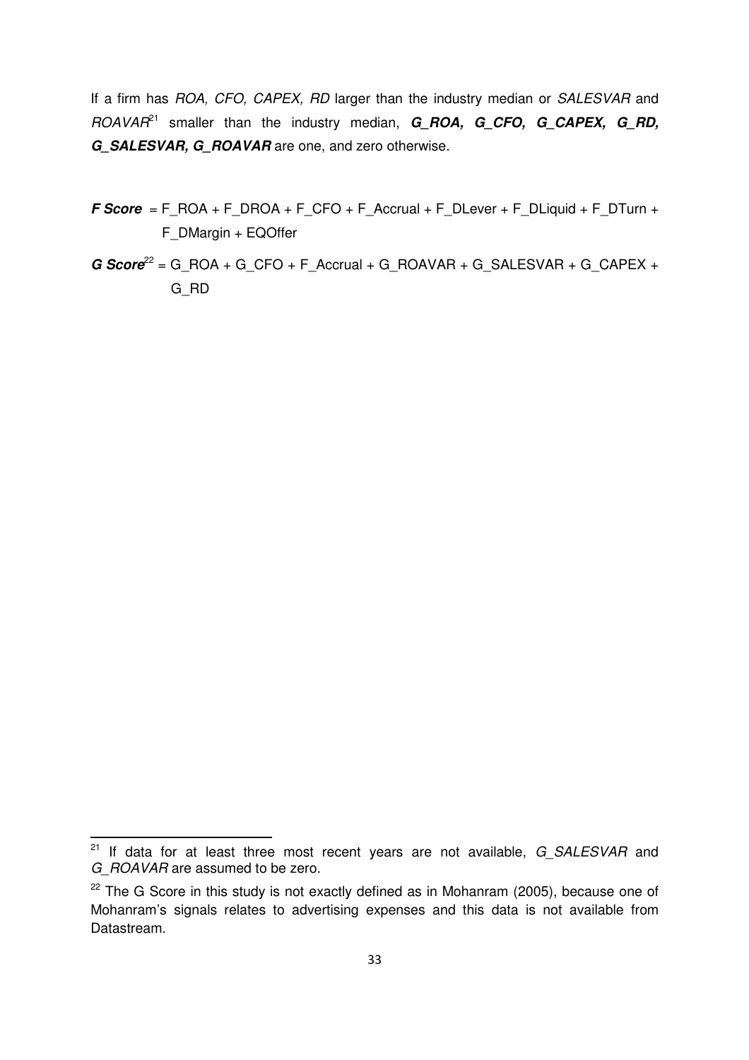If a firm has *ROA, CFO, CAPEX, RD* larger than the industry median or *SALESVAR* and *ROAVAR*[21] smaller than the industry median, ***G_ROA, G_CFO, G_CAPEX, G_RD, G_SALESVAR, G_ROAVAR*** are one, and zero otherwise.

***F Score*** = F_ROA + F_DROA + F_CFO + F_Accrual + F_DLever + F_DLiquid + F_DTurn + F_DMargin + EQOffer

***G Score***[22] = G_ROA + G_CFO + F_Accrual + G_ROAVAR + G_SALESVAR + G_CAPEX + G_RD

---

[21] If data for at least three most recent years are not available, *G_SALESVAR* and *G_ROAVAR* are assumed to be zero.

[22] The G Score in this study is not exactly defined as in Mohanram (2005), because one of Mohanram's signals relates to advertising expenses and this data is not available from Datastream.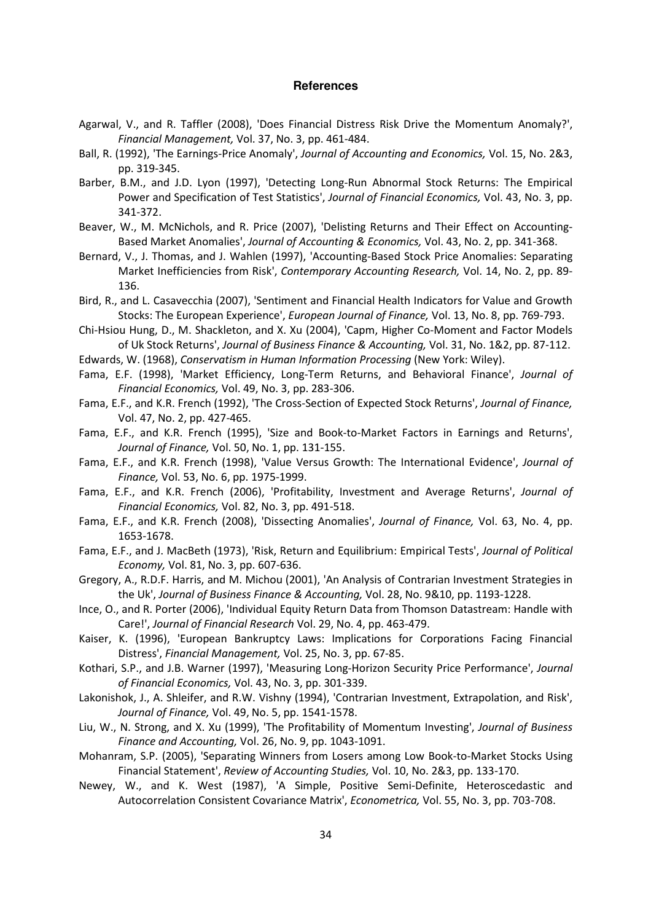## References

Agarwal, V., and R. Taffler (2008), 'Does Financial Distress Risk Drive the Momentum Anomaly?', *Financial Management,* Vol. 37, No. 3, pp. 461-484.

Ball, R. (1992), 'The Earnings-Price Anomaly', *Journal of Accounting and Economics,* Vol. 15, No. 2&3, pp. 319-345.

Barber, B.M., and J.D. Lyon (1997), 'Detecting Long-Run Abnormal Stock Returns: The Empirical Power and Specification of Test Statistics', *Journal of Financial Economics,* Vol. 43, No. 3, pp. 341-372.

Beaver, W., M. McNichols, and R. Price (2007), 'Delisting Returns and Their Effect on Accounting-Based Market Anomalies', *Journal of Accounting & Economics,* Vol. 43, No. 2, pp. 341-368.

Bernard, V., J. Thomas, and J. Wahlen (1997), 'Accounting-Based Stock Price Anomalies: Separating Market Inefficiencies from Risk', *Contemporary Accounting Research,* Vol. 14, No. 2, pp. 89-136.

Bird, R., and L. Casavecchia (2007), 'Sentiment and Financial Health Indicators for Value and Growth Stocks: The European Experience', *European Journal of Finance,* Vol. 13, No. 8, pp. 769-793.

Chi-Hsiou Hung, D., M. Shackleton, and X. Xu (2004), 'Capm, Higher Co-Moment and Factor Models of Uk Stock Returns', *Journal of Business Finance & Accounting,* Vol. 31, No. 1&2, pp. 87-112.

Edwards, W. (1968), *Conservatism in Human Information Processing* (New York: Wiley).

Fama, E.F. (1998), 'Market Efficiency, Long-Term Returns, and Behavioral Finance', *Journal of Financial Economics,* Vol. 49, No. 3, pp. 283-306.

Fama, E.F., and K.R. French (1992), 'The Cross-Section of Expected Stock Returns', *Journal of Finance,* Vol. 47, No. 2, pp. 427-465.

Fama, E.F., and K.R. French (1995), 'Size and Book-to-Market Factors in Earnings and Returns', *Journal of Finance,* Vol. 50, No. 1, pp. 131-155.

Fama, E.F., and K.R. French (1998), 'Value Versus Growth: The International Evidence', *Journal of Finance,* Vol. 53, No. 6, pp. 1975-1999.

Fama, E.F., and K.R. French (2006), 'Profitability, Investment and Average Returns', *Journal of Financial Economics,* Vol. 82, No. 3, pp. 491-518.

Fama, E.F., and K.R. French (2008), 'Dissecting Anomalies', *Journal of Finance,* Vol. 63, No. 4, pp. 1653-1678.

Fama, E.F., and J. MacBeth (1973), 'Risk, Return and Equilibrium: Empirical Tests', *Journal of Political Economy,* Vol. 81, No. 3, pp. 607-636.

Gregory, A., R.D.F. Harris, and M. Michou (2001), 'An Analysis of Contrarian Investment Strategies in the Uk', *Journal of Business Finance & Accounting,* Vol. 28, No. 9&10, pp. 1193-1228.

Ince, O., and R. Porter (2006), 'Individual Equity Return Data from Thomson Datastream: Handle with Care!', *Journal of Financial Research* Vol. 29, No. 4, pp. 463-479.

Kaiser, K. (1996), 'European Bankruptcy Laws: Implications for Corporations Facing Financial Distress', *Financial Management,* Vol. 25, No. 3, pp. 67-85.

Kothari, S.P., and J.B. Warner (1997), 'Measuring Long-Horizon Security Price Performance', *Journal of Financial Economics,* Vol. 43, No. 3, pp. 301-339.

Lakonishok, J., A. Shleifer, and R.W. Vishny (1994), 'Contrarian Investment, Extrapolation, and Risk', *Journal of Finance,* Vol. 49, No. 5, pp. 1541-1578.

Liu, W., N. Strong, and X. Xu (1999), 'The Profitability of Momentum Investing', *Journal of Business Finance and Accounting,* Vol. 26, No. 9, pp. 1043-1091.

Mohanram, S.P. (2005), 'Separating Winners from Losers among Low Book-to-Market Stocks Using Financial Statement', *Review of Accounting Studies,* Vol. 10, No. 2&3, pp. 133-170.

Newey, W., and K. West (1987), 'A Simple, Positive Semi-Definite, Heteroscedastic and Autocorrelation Consistent Covariance Matrix', *Econometrica,* Vol. 55, No. 3, pp. 703-708.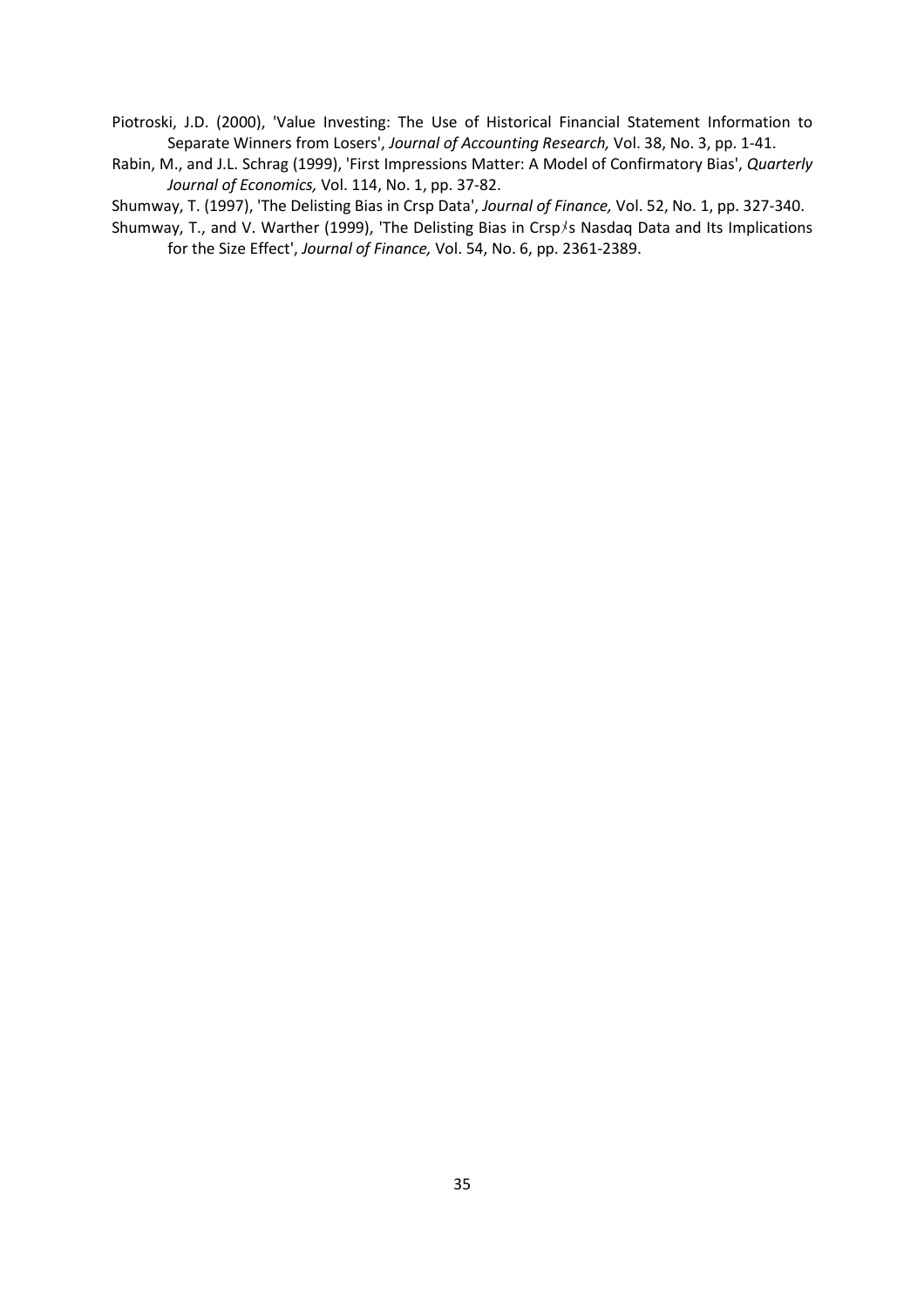Piotroski, J.D. (2000), 'Value Investing: The Use of Historical Financial Statement Information to Separate Winners from Losers', *Journal of Accounting Research,* Vol. 38, No. 3, pp. 1-41.

Rabin, M., and J.L. Schrag (1999), 'First Impressions Matter: A Model of Confirmatory Bias', *Quarterly Journal of Economics,* Vol. 114, No. 1, pp. 37-82.

Shumway, T. (1997), 'The Delisting Bias in Crsp Data', *Journal of Finance,* Vol. 52, No. 1, pp. 327-340.

Shumway, T., and V. Warther (1999), 'The Delisting Bias in Crsp's Nasdaq Data and Its Implications for the Size Effect', *Journal of Finance,* Vol. 54, No. 6, pp. 2361-2389.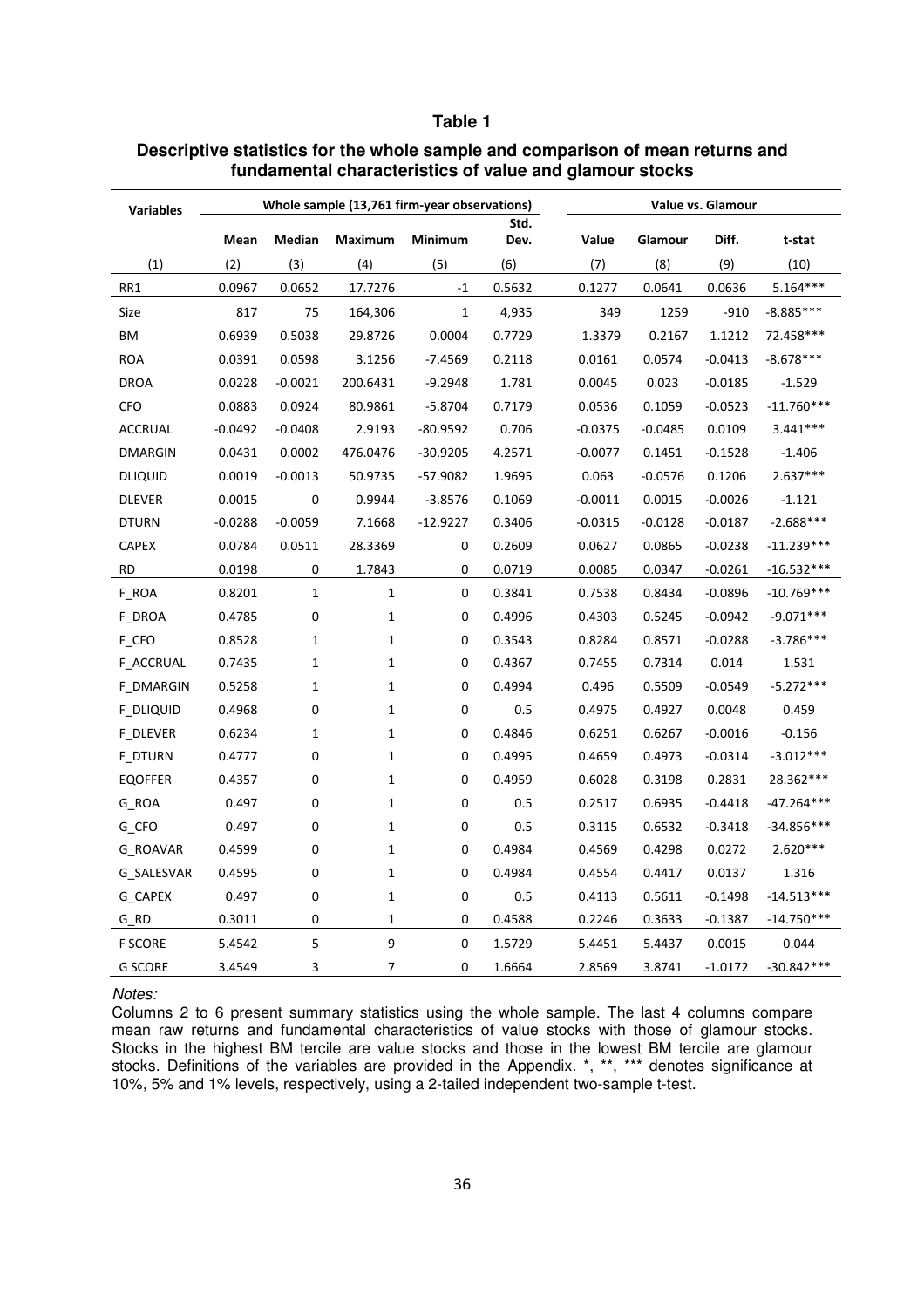**Table 1**

**Descriptive statistics for the whole sample and comparison of mean returns and fundamental characteristics of value and glamour stocks**

| Variables | Whole sample (13,761 firm-year observations) | | | | | Value vs. Glamour | | | |
|---|---|---|---|---|---|---|---|---|---|
| | Mean | Median | Maximum | Minimum | Std. Dev. | Value | Glamour | Diff. | t-stat |
| (1) | (2) | (3) | (4) | (5) | (6) | (7) | (8) | (9) | (10) |
| RR1 | 0.0967 | 0.0652 | 17.7276 | -1 | 0.5632 | 0.1277 | 0.0641 | 0.0636 | 5.164*** |
| Size | 817 | 75 | 164,306 | 1 | 4,935 | 349 | 1259 | -910 | -8.885*** |
| BM | 0.6939 | 0.5038 | 29.8726 | 0.0004 | 0.7729 | 1.3379 | 0.2167 | 1.1212 | 72.458*** |
| ROA | 0.0391 | 0.0598 | 3.1256 | -7.4569 | 0.2118 | 0.0161 | 0.0574 | -0.0413 | -8.678*** |
| DROA | 0.0228 | -0.0021 | 200.6431 | -9.2948 | 1.781 | 0.0045 | 0.023 | -0.0185 | -1.529 |
| CFO | 0.0883 | 0.0924 | 80.9861 | -5.8704 | 0.7179 | 0.0536 | 0.1059 | -0.0523 | -11.760*** |
| ACCRUAL | -0.0492 | -0.0408 | 2.9193 | -80.9592 | 0.706 | -0.0375 | -0.0485 | 0.0109 | 3.441*** |
| DMARGIN | 0.0431 | 0.0002 | 476.0476 | -30.9205 | 4.2571 | -0.0077 | 0.1451 | -0.1528 | -1.406 |
| DLIQUID | 0.0019 | -0.0013 | 50.9735 | -57.9082 | 1.9695 | 0.063 | -0.0576 | 0.1206 | 2.637*** |
| DLEVER | 0.0015 | 0 | 0.9944 | -3.8576 | 0.1069 | -0.0011 | 0.0015 | -0.0026 | -1.121 |
| DTURN | -0.0288 | -0.0059 | 7.1668 | -12.9227 | 0.3406 | -0.0315 | -0.0128 | -0.0187 | -2.688*** |
| CAPEX | 0.0784 | 0.0511 | 28.3369 | 0 | 0.2609 | 0.0627 | 0.0865 | -0.0238 | -11.239*** |
| RD | 0.0198 | 0 | 1.7843 | 0 | 0.0719 | 0.0085 | 0.0347 | -0.0261 | -16.532*** |
| F_ROA | 0.8201 | 1 | 1 | 0 | 0.3841 | 0.7538 | 0.8434 | -0.0896 | -10.769*** |
| F_DROA | 0.4785 | 0 | 1 | 0 | 0.4996 | 0.4303 | 0.5245 | -0.0942 | -9.071*** |
| F_CFO | 0.8528 | 1 | 1 | 0 | 0.3543 | 0.8284 | 0.8571 | -0.0288 | -3.786*** |
| F_ACCRUAL | 0.7435 | 1 | 1 | 0 | 0.4367 | 0.7455 | 0.7314 | 0.014 | 1.531 |
| F_DMARGIN | 0.5258 | 1 | 1 | 0 | 0.4994 | 0.496 | 0.5509 | -0.0549 | -5.272*** |
| F_DLIQUID | 0.4968 | 0 | 1 | 0 | 0.5 | 0.4975 | 0.4927 | 0.0048 | 0.459 |
| F_DLEVER | 0.6234 | 1 | 1 | 0 | 0.4846 | 0.6251 | 0.6267 | -0.0016 | -0.156 |
| F_DTURN | 0.4777 | 0 | 1 | 0 | 0.4995 | 0.4659 | 0.4973 | -0.0314 | -3.012*** |
| EQOFFER | 0.4357 | 0 | 1 | 0 | 0.4959 | 0.6028 | 0.3198 | 0.2831 | 28.362*** |
| G_ROA | 0.497 | 0 | 1 | 0 | 0.5 | 0.2517 | 0.6935 | -0.4418 | -47.264*** |
| G_CFO | 0.497 | 0 | 1 | 0 | 0.5 | 0.3115 | 0.6532 | -0.3418 | -34.856*** |
| G_ROAVAR | 0.4599 | 0 | 1 | 0 | 0.4984 | 0.4569 | 0.4298 | 0.0272 | 2.620*** |
| G_SALESVAR | 0.4595 | 0 | 1 | 0 | 0.4984 | 0.4554 | 0.4417 | 0.0137 | 1.316 |
| G_CAPEX | 0.497 | 0 | 1 | 0 | 0.5 | 0.4113 | 0.5611 | -0.1498 | -14.513*** |
| G_RD | 0.3011 | 0 | 1 | 0 | 0.4588 | 0.2246 | 0.3633 | -0.1387 | -14.750*** |
| F SCORE | 5.4542 | 5 | 9 | 0 | 1.5729 | 5.4451 | 5.4437 | 0.0015 | 0.044 |
| G SCORE | 3.4549 | 3 | 7 | 0 | 1.6664 | 2.8569 | 3.8741 | -1.0172 | -30.842*** |

*Notes:*

Columns 2 to 6 present summary statistics using the whole sample. The last 4 columns compare mean raw returns and fundamental characteristics of value stocks with those of glamour stocks. Stocks in the highest BM tercile are value stocks and those in the lowest BM tercile are glamour stocks. Definitions of the variables are provided in the Appendix. *, **, *** denotes significance at 10%, 5% and 1% levels, respectively, using a 2-tailed independent two-sample t-test.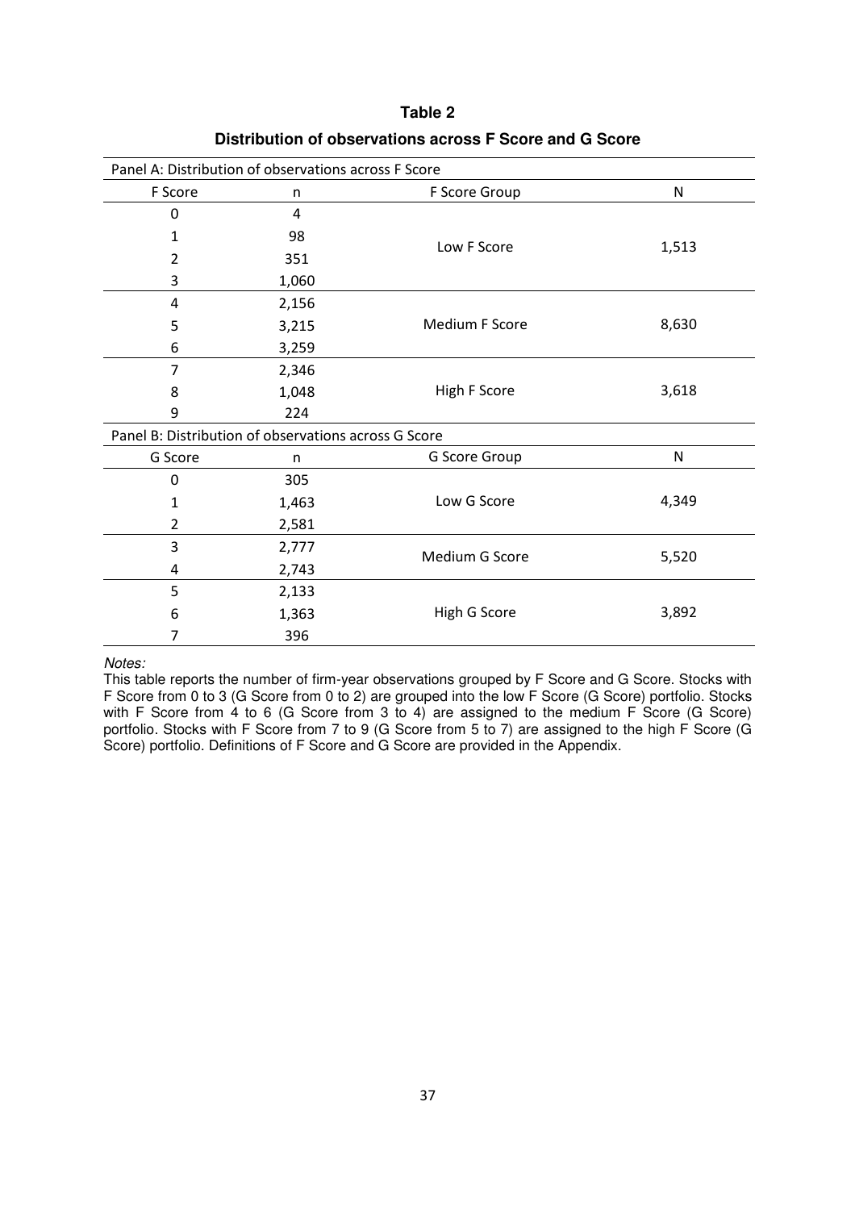**Table 2**

**Distribution of observations across F Score and G Score**

| Panel A: Distribution of observations across F Score | | | |
|---|---|---|---|
| F Score | n | F Score Group | N |
| 0 | 4 | Low F Score | 1,513 |
| 1 | 98 | | |
| 2 | 351 | | |
| 3 | 1,060 | | |
| 4 | 2,156 | Medium F Score | 8,630 |
| 5 | 3,215 | | |
| 6 | 3,259 | | |
| 7 | 2,346 | High F Score | 3,618 |
| 8 | 1,048 | | |
| 9 | 224 | | |
| **Panel B: Distribution of observations across G Score** | | | |
| G Score | n | G Score Group | N |
| 0 | 305 | Low G Score | 4,349 |
| 1 | 1,463 | | |
| 2 | 2,581 | | |
| 3 | 2,777 | Medium G Score | 5,520 |
| 4 | 2,743 | | |
| 5 | 2,133 | High G Score | 3,892 |
| 6 | 1,363 | | |
| 7 | 396 | | |

*Notes:*

This table reports the number of firm-year observations grouped by F Score and G Score. Stocks with F Score from 0 to 3 (G Score from 0 to 2) are grouped into the low F Score (G Score) portfolio. Stocks with F Score from 4 to 6 (G Score from 3 to 4) are assigned to the medium F Score (G Score) portfolio. Stocks with F Score from 7 to 9 (G Score from 5 to 7) are assigned to the high F Score (G Score) portfolio. Definitions of F Score and G Score are provided in the Appendix.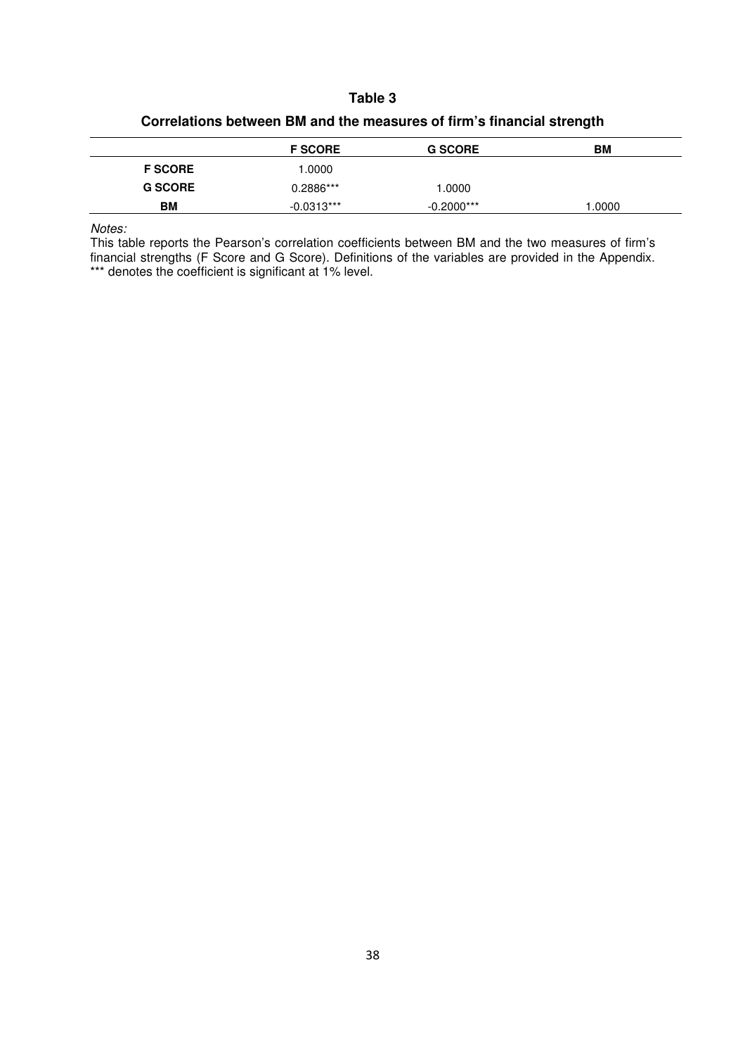**Table 3**

**Correlations between BM and the measures of firm's financial strength**

| | F SCORE | G SCORE | BM |
|---|---|---|---|
| **F SCORE** | 1.0000 | | |
| **G SCORE** | 0.2886*** | 1.0000 | |
| **BM** | -0.0313*** | -0.2000*** | 1.0000 |

*Notes:*

This table reports the Pearson's correlation coefficients between BM and the two measures of firm's financial strengths (F Score and G Score). Definitions of the variables are provided in the Appendix. *** denotes the coefficient is significant at 1% level.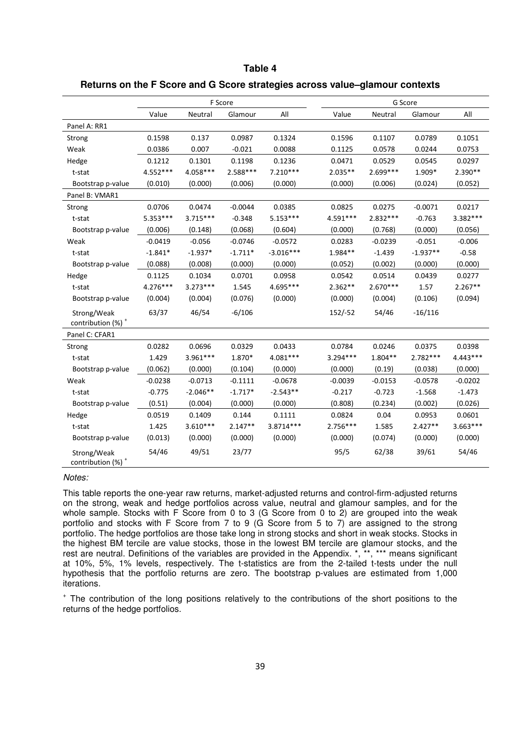**Table 4**

**Returns on the F Score and G Score strategies across value–glamour contexts**

| | F Score | | | | G Score | | | |
|---|---|---|---|---|---|---|---|---|
| | Value | Neutral | Glamour | All | Value | Neutral | Glamour | All |
| Panel A: RR1 | | | | | | | | |
| Strong | 0.1598 | 0.137 | 0.0987 | 0.1324 | 0.1596 | 0.1107 | 0.0789 | 0.1051 |
| Weak | 0.0386 | 0.007 | -0.021 | 0.0088 | 0.1125 | 0.0578 | 0.0244 | 0.0753 |
| Hedge | 0.1212 | 0.1301 | 0.1198 | 0.1236 | 0.0471 | 0.0529 | 0.0545 | 0.0297 |
| t-stat | 4.552*** | 4.058*** | 2.588*** | 7.210*** | 2.035** | 2.699*** | 1.909* | 2.390** |
| Bootstrap p-value | (0.010) | (0.000) | (0.006) | (0.000) | (0.000) | (0.006) | (0.024) | (0.052) |
| Panel B: VMAR1 | | | | | | | | |
| Strong | 0.0706 | 0.0474 | -0.0044 | 0.0385 | 0.0825 | 0.0275 | -0.0071 | 0.0217 |
| t-stat | 5.353*** | 3.715*** | -0.348 | 5.153*** | 4.591*** | 2.832*** | -0.763 | 3.382*** |
| Bootstrap p-value | (0.006) | (0.148) | (0.068) | (0.604) | (0.000) | (0.768) | (0.000) | (0.056) |
| Weak | -0.0419 | -0.056 | -0.0746 | -0.0572 | 0.0283 | -0.0239 | -0.051 | -0.006 |
| t-stat | -1.841* | -1.937* | -1.711* | -3.016*** | 1.984** | -1.439 | -1.937** | -0.58 |
| Bootstrap p-value | (0.088) | (0.008) | (0.000) | (0.000) | (0.052) | (0.002) | (0.000) | (0.000) |
| Hedge | 0.1125 | 0.1034 | 0.0701 | 0.0958 | 0.0542 | 0.0514 | 0.0439 | 0.0277 |
| t-stat | 4.276*** | 3.273*** | 1.545 | 4.695*** | 2.362** | 2.670*** | 1.57 | 2.267** |
| Bootstrap p-value | (0.004) | (0.004) | (0.076) | (0.000) | (0.000) | (0.004) | (0.106) | (0.094) |
| Strong/Weak contribution (%) + | 63/37 | 46/54 | -6/106 | | 152/-52 | 54/46 | -16/116 | |
| Panel C: CFAR1 | | | | | | | | |
| Strong | 0.0282 | 0.0696 | 0.0329 | 0.0433 | 0.0784 | 0.0246 | 0.0375 | 0.0398 |
| t-stat | 1.429 | 3.961*** | 1.870* | 4.081*** | 3.294*** | 1.804** | 2.782*** | 4.443*** |
| Bootstrap p-value | (0.062) | (0.000) | (0.104) | (0.000) | (0.000) | (0.19) | (0.038) | (0.000) |
| Weak | -0.0238 | -0.0713 | -0.1111 | -0.0678 | -0.0039 | -0.0153 | -0.0578 | -0.0202 |
| t-stat | -0.775 | -2.046** | -1.717* | -2.543** | -0.217 | -0.723 | -1.568 | -1.473 |
| Bootstrap p-value | (0.51) | (0.004) | (0.000) | (0.000) | (0.808) | (0.234) | (0.002) | (0.026) |
| Hedge | 0.0519 | 0.1409 | 0.144 | 0.1111 | 0.0824 | 0.04 | 0.0953 | 0.0601 |
| t-stat | 1.425 | 3.610*** | 2.147** | 3.8714*** | 2.756*** | 1.585 | 2.427** | 3.663*** |
| Bootstrap p-value | (0.013) | (0.000) | (0.000) | (0.000) | (0.000) | (0.074) | (0.000) | (0.000) |
| Strong/Weak contribution (%) + | 54/46 | 49/51 | 23/77 | | 95/5 | 62/38 | 39/61 | 54/46 |

*Notes:*

This table reports the one-year raw returns, market-adjusted returns and control-firm-adjusted returns on the strong, weak and hedge portfolios across value, neutral and glamour samples, and for the whole sample. Stocks with F Score from 0 to 3 (G Score from 0 to 2) are grouped into the weak portfolio and stocks with F Score from 7 to 9 (G Score from 5 to 7) are assigned to the strong portfolio. The hedge portfolios are those take long in strong stocks and short in weak stocks. Stocks in the highest BM tercile are value stocks, those in the lowest BM tercile are glamour stocks, and the rest are neutral. Definitions of the variables are provided in the Appendix. *, **, *** means significant at 10%, 5%, 1% levels, respectively. The t-statistics are from the 2-tailed t-tests under the null hypothesis that the portfolio returns are zero. The bootstrap p-values are estimated from 1,000 iterations.

+ The contribution of the long positions relatively to the contributions of the short positions to the returns of the hedge portfolios.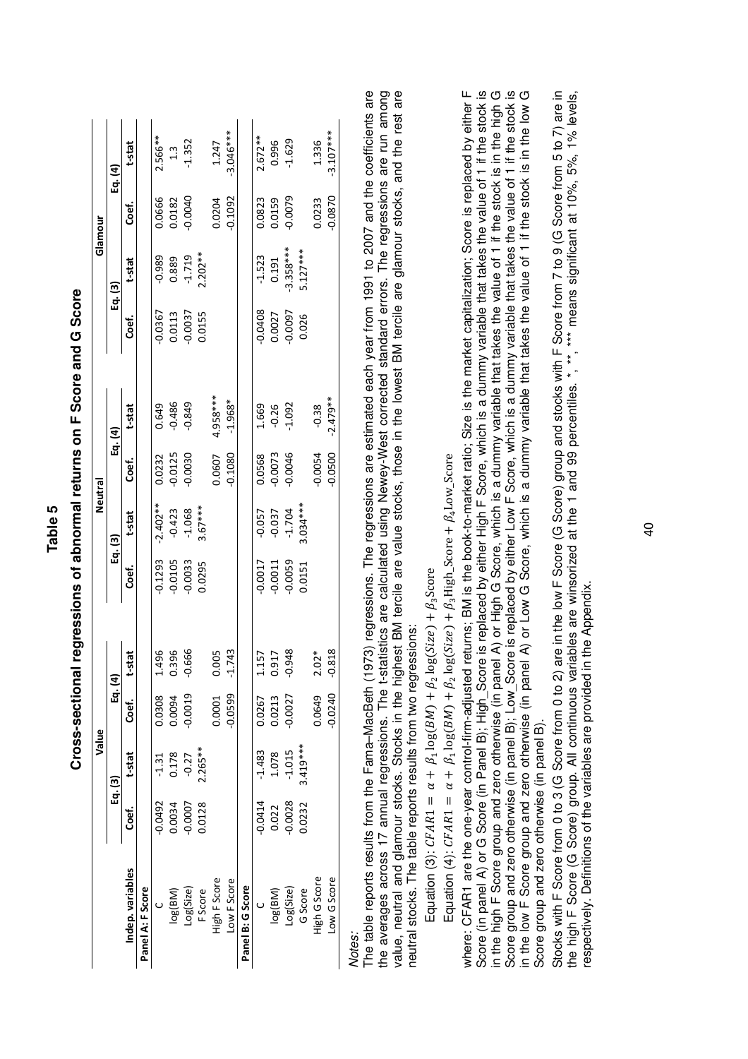# Table 5

## Cross-sectional regressions of abnormal returns on F Score and G Score

| Indep. variables | Value | | | | Neutral | | | | Glamour | | | |
|---|---|---|---|---|---|---|---|---|---|---|---|---|
| | Eq. (3) | | Eq. (4) | | Eq. (3) | | Eq. (4) | | Eq. (3) | | Eq. (4) | |
| | Coef. | t-stat | Coef. | t-stat | Coef. | t-stat | Coef. | t-stat | Coef. | t-stat | Coef. | t-stat |
| **Panel A: F Score** | | | | | | | | | | | | |
| C | -0.0492 | -1.31 | 0.0308 | 1.496 | -0.1293 | -2.402** | 0.0232 | 0.649 | -0.0367 | -0.989 | 0.0666 | 2.566** |
| log(BM) | 0.0034 | 0.178 | 0.0094 | 0.396 | -0.0105 | -0.423 | -0.0125 | -0.486 | 0.0113 | 0.889 | 0.0182 | 1.3 |
| Log(Size) | -0.0007 | -0.27 | -0.0019 | -0.666 | -0.0033 | -1.068 | -0.0030 | -0.849 | -0.0037 | -1.719 | -0.0040 | -1.352 |
| F Score | 0.0128 | 2.265** | | | 0.0295 | 3.67*** | | | 0.0155 | 2.202** | | |
| High F Score | | | 0.0001 | 0.005 | | | 0.0607 | 4.958*** | | | 0.0204 | 1.247 |
| Low F Score | | | -0.0599 | -1.743 | | | -0.1080 | -1.968* | | | -0.1092 | -3.046*** |
| **Panel B: G Score** | | | | | | | | | | | | |
| C | -0.0414 | -1.483 | 0.0267 | 1.157 | -0.0017 | -0.057 | 0.0568 | 1.669 | -0.0408 | -1.523 | 0.0823 | 2.672** |
| log(BM) | 0.022 | 1.078 | 0.0213 | 0.917 | -0.0011 | -0.037 | -0.0073 | -0.26 | 0.0027 | 0.191 | 0.0159 | 0.996 |
| Log(Size) | -0.0028 | -1.015 | -0.0027 | -0.948 | -0.0059 | -1.704 | -0.0046 | -1.092 | -0.0097 | -3.358*** | -0.0079 | -1.629 |
| G Score | 0.0232 | 3.419*** | | | 0.0151 | 3.034*** | | | 0.026 | 5.127*** | | |
| High G Score | | | 0.0649 | 2.02* | | | -0.0054 | -0.38 | | | 0.0233 | 1.336 |
| Low G Score | | | -0.0240 | -0.818 | | | -0.0500 | -2.479** | | | -0.0870 | -3.107*** |

*Notes:*

The table reports results from the Fama–MacBeth (1973) regressions. The regressions are estimated each year from 1991 to 2007 and the coefficients are the averages across 17 annual regressions. The t-statistics are calculated using Newey-West corrected standard errors. The regressions are run among value, neutral and glamour stocks. Stocks in the highest BM tercile are value stocks, those in the lowest BM tercile are glamour stocks, and the rest are neutral stocks. The table reports results from two regressions:

Equation (3): $CFAR1 = \alpha + \beta_1 \log(BM) + \beta_2 \log(Size) + \beta_3 \text{Score}$

Equation (4): $CFAR1 = \alpha + \beta_1 \log(BM) + \beta_2 \log(Size) + \beta_3 \text{High\_Score} + \beta_4 \text{Low\_Score}$

where: CFAR1 are the one-year control-firm-adjusted returns; BM is the book-to-market ratio; Size is the market capitalization; Score is replaced by either F Score (in panel A) or G Score (in Panel B); High_Score is replaced by either High F Score, which is a dummy variable that takes the value of 1 if the stock is in the high F Score group and zero otherwise (in panel A) or High G Score, which is a dummy variable that takes the value of 1 if the stock is in the high G Score group and zero otherwise (in panel B); Low_Score is replaced by either Low F Score, which is a dummy variable that takes the value of 1 if the stock is in the low F Score group and zero otherwise (in panel A) or Low G Score, which is a dummy variable that takes the value of 1 if the stock is in the low G Score group and zero otherwise (in panel B).

Stocks with F Score from 0 to 3 (G Score from 0 to 2) are in the low F Score (G Score) group and stocks with F Score from 7 to 9 (G Score from 5 to 7) are in the high F Score (G Score) group. All continuous variables are winsorized at the 1 and 99 percentiles. *, **, *** means significant at 10%, 5%, 1% levels, respectively. Definitions of the variables are provided in the Appendix.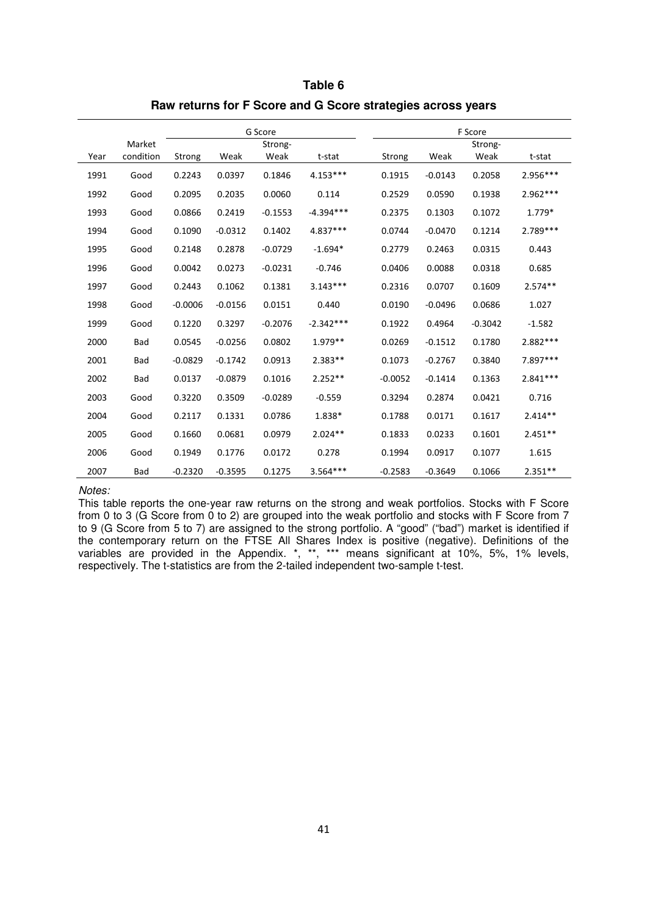**Table 6**

**Raw returns for F Score and G Score strategies across years**

| | | G Score | | | | F Score | | | |
|---|---|---|---|---|---|---|---|---|---|
| Year | Market condition | Strong | Weak | Strong-Weak | t-stat | Strong | Weak | Strong-Weak | t-stat |
| 1991 | Good | 0.2243 | 0.0397 | 0.1846 | 4.153*** | 0.1915 | -0.0143 | 0.2058 | 2.956*** |
| 1992 | Good | 0.2095 | 0.2035 | 0.0060 | 0.114 | 0.2529 | 0.0590 | 0.1938 | 2.962*** |
| 1993 | Good | 0.0866 | 0.2419 | -0.1553 | -4.394*** | 0.2375 | 0.1303 | 0.1072 | 1.779* |
| 1994 | Good | 0.1090 | -0.0312 | 0.1402 | 4.837*** | 0.0744 | -0.0470 | 0.1214 | 2.789*** |
| 1995 | Good | 0.2148 | 0.2878 | -0.0729 | -1.694* | 0.2779 | 0.2463 | 0.0315 | 0.443 |
| 1996 | Good | 0.0042 | 0.0273 | -0.0231 | -0.746 | 0.0406 | 0.0088 | 0.0318 | 0.685 |
| 1997 | Good | 0.2443 | 0.1062 | 0.1381 | 3.143*** | 0.2316 | 0.0707 | 0.1609 | 2.574** |
| 1998 | Good | -0.0006 | -0.0156 | 0.0151 | 0.440 | 0.0190 | -0.0496 | 0.0686 | 1.027 |
| 1999 | Good | 0.1220 | 0.3297 | -0.2076 | -2.342*** | 0.1922 | 0.4964 | -0.3042 | -1.582 |
| 2000 | Bad | 0.0545 | -0.0256 | 0.0802 | 1.979** | 0.0269 | -0.1512 | 0.1780 | 2.882*** |
| 2001 | Bad | -0.0829 | -0.1742 | 0.0913 | 2.383** | 0.1073 | -0.2767 | 0.3840 | 7.897*** |
| 2002 | Bad | 0.0137 | -0.0879 | 0.1016 | 2.252** | -0.0052 | -0.1414 | 0.1363 | 2.841*** |
| 2003 | Good | 0.3220 | 0.3509 | -0.0289 | -0.559 | 0.3294 | 0.2874 | 0.0421 | 0.716 |
| 2004 | Good | 0.2117 | 0.1331 | 0.0786 | 1.838* | 0.1788 | 0.0171 | 0.1617 | 2.414** |
| 2005 | Good | 0.1660 | 0.0681 | 0.0979 | 2.024** | 0.1833 | 0.0233 | 0.1601 | 2.451** |
| 2006 | Good | 0.1949 | 0.1776 | 0.0172 | 0.278 | 0.1994 | 0.0917 | 0.1077 | 1.615 |
| 2007 | Bad | -0.2320 | -0.3595 | 0.1275 | 3.564*** | -0.2583 | -0.3649 | 0.1066 | 2.351** |

*Notes:*

This table reports the one-year raw returns on the strong and weak portfolios. Stocks with F Score from 0 to 3 (G Score from 0 to 2) are grouped into the weak portfolio and stocks with F Score from 7 to 9 (G Score from 5 to 7) are assigned to the strong portfolio. A "good" ("bad") market is identified if the contemporary return on the FTSE All Shares Index is positive (negative). Definitions of the variables are provided in the Appendix. *, **, *** means significant at 10%, 5%, 1% levels, respectively. The t-statistics are from the 2-tailed independent two-sample t-test.